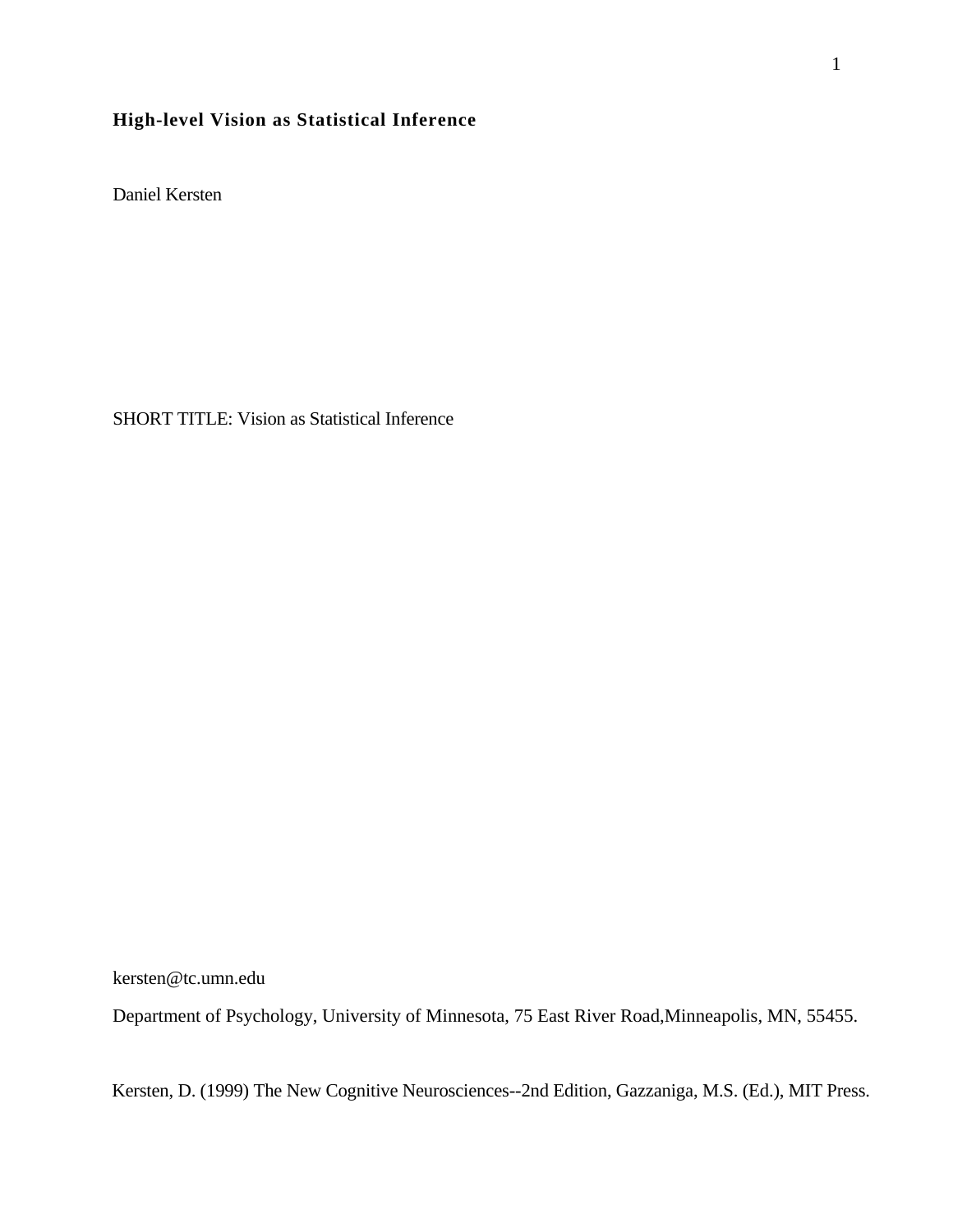# High-level Vision as Statistical Inference

Daniel Kersten

SHORT TITLE: Vision as Statistical Inference

kersten@tc.umn.edu

Department of Psychology, University of Minnesota, 75 East River Road,Minneapolis, MN, 55455.

Kersten, D. (1999) The New Cognitive Neurosciences--2nd Edition, Gazzaniga, M.S. (Ed.), MIT Press.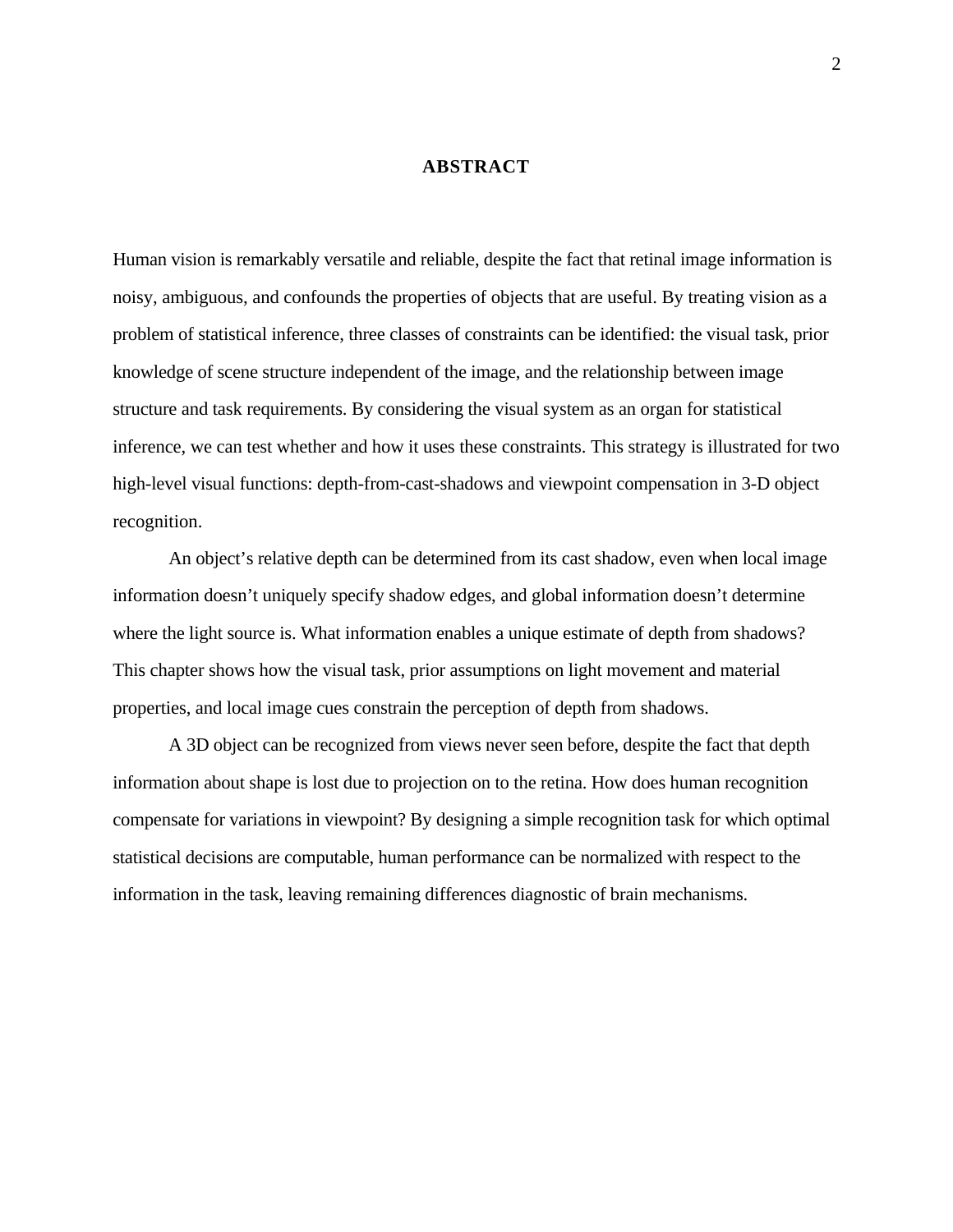# ABSTRACT

Human vision is remarkably versatile and reliable, despite the fact that retinal image information is noisy, ambiguous, and confounds the properties of objects that are useful. By treating vision as a problem of statistical inference, three classes of constraints can be identified: the visual task, prior knowledge of scene structure independent of the image, and the relationship between image structure and task requirements. By considering the visual system as an organ for statistical inference, we can test whether and how it uses these constraints. This strategy is illustrated for two high-level visual functions: depth-from-cast-shadows and viewpoint compensation in 3-D object recognition.

An object's relative depth can be determined from its cast shadow, even when local image information doesn't uniquely specify shadow edges, and global information doesn't determine where the light source is. What information enables a unique estimate of depth from shadows? This chapter shows how the visual task, prior assumptions on light movement and material properties, and local image cues constrain the perception of depth from shadows.

A 3D object can be recognized from views never seen before, despite the fact that depth information about shape is lost due to projection on to the retina. How does human recognition compensate for variations in viewpoint? By designing a simple recognition task for which optimal statistical decisions are computable, human performance can be normalized with respect to the information in the task, leaving remaining differences diagnostic of brain mechanisms.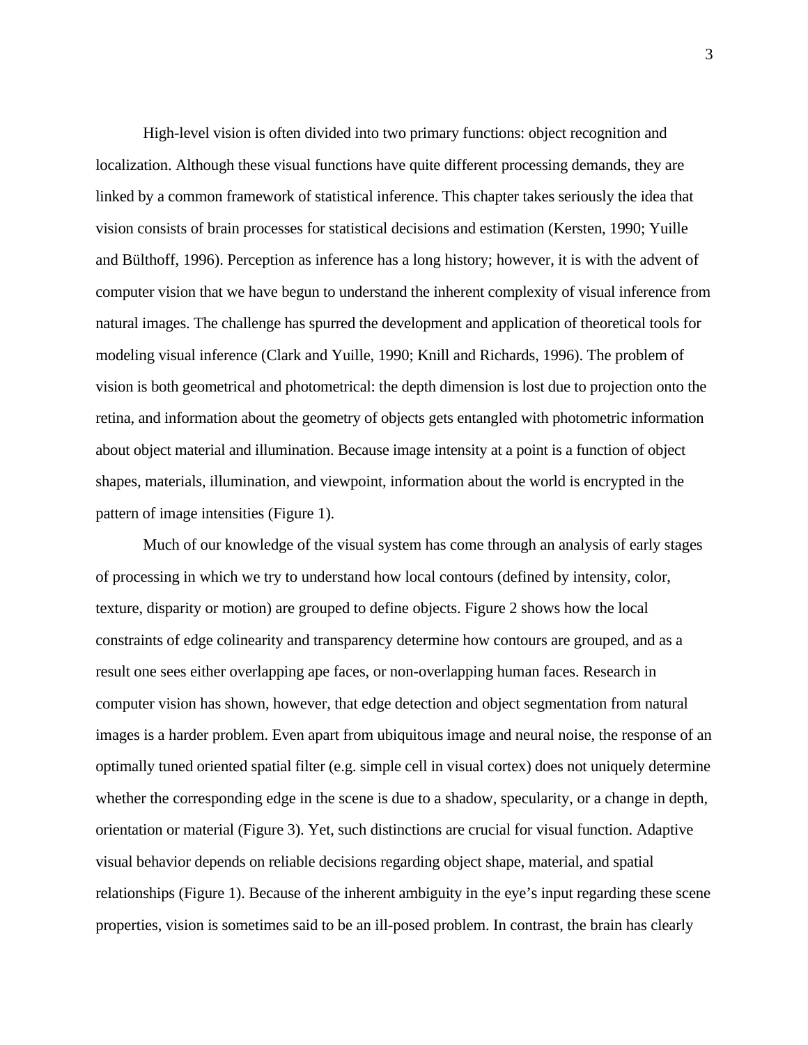High-level vision is often divided into two primary functions: object recognition and localization. Although these visual functions have quite different processing demands, they are linked by a common framework of statistical inference. This chapter takes seriously the idea that vision consists of brain processes for statistical decisions and estimation (Kersten, 1990; Yuille and Bülthoff, 1996). Perception as inference has a long history; however, it is with the advent of computer vision that we have begun to understand the inherent complexity of visual inference from natural images. The challenge has spurred the development and application of theoretical tools for modeling visual inference (Clark and Yuille, 1990; Knill and Richards, 1996). The problem of vision is both geometrical and photometrical: the depth dimension is lost due to projection onto the retina, and information about the geometry of objects gets entangled with photometric information about object material and illumination. Because image intensity at a point is a function of object shapes, materials, illumination, and viewpoint, information about the world is encrypted in the pattern of image intensities (Figure 1).

Much of our knowledge of the visual system has come through an analysis of early stages of processing in which we try to understand how local contours (defined by intensity, color, texture, disparity or motion) are grouped to define objects. Figure 2 shows how the local constraints of edge colinearity and transparency determine how contours are grouped, and as a result one sees either overlapping ape faces, or non-overlapping human faces. Research in computer vision has shown, however, that edge detection and object segmentation from natural images is a harder problem. Even apart from ubiquitous image and neural noise, the response of an optimally tuned oriented spatial filter (e.g. simple cell in visual cortex) does not uniquely determine whether the corresponding edge in the scene is due to a shadow, specularity, or a change in depth, orientation or material (Figure 3). Yet, such distinctions are crucial for visual function. Adaptive visual behavior depends on reliable decisions regarding object shape, material, and spatial relationships (Figure 1). Because of the inherent ambiguity in the eye's input regarding these scene properties, vision is sometimes said to be an ill-posed problem. In contrast, the brain has clearly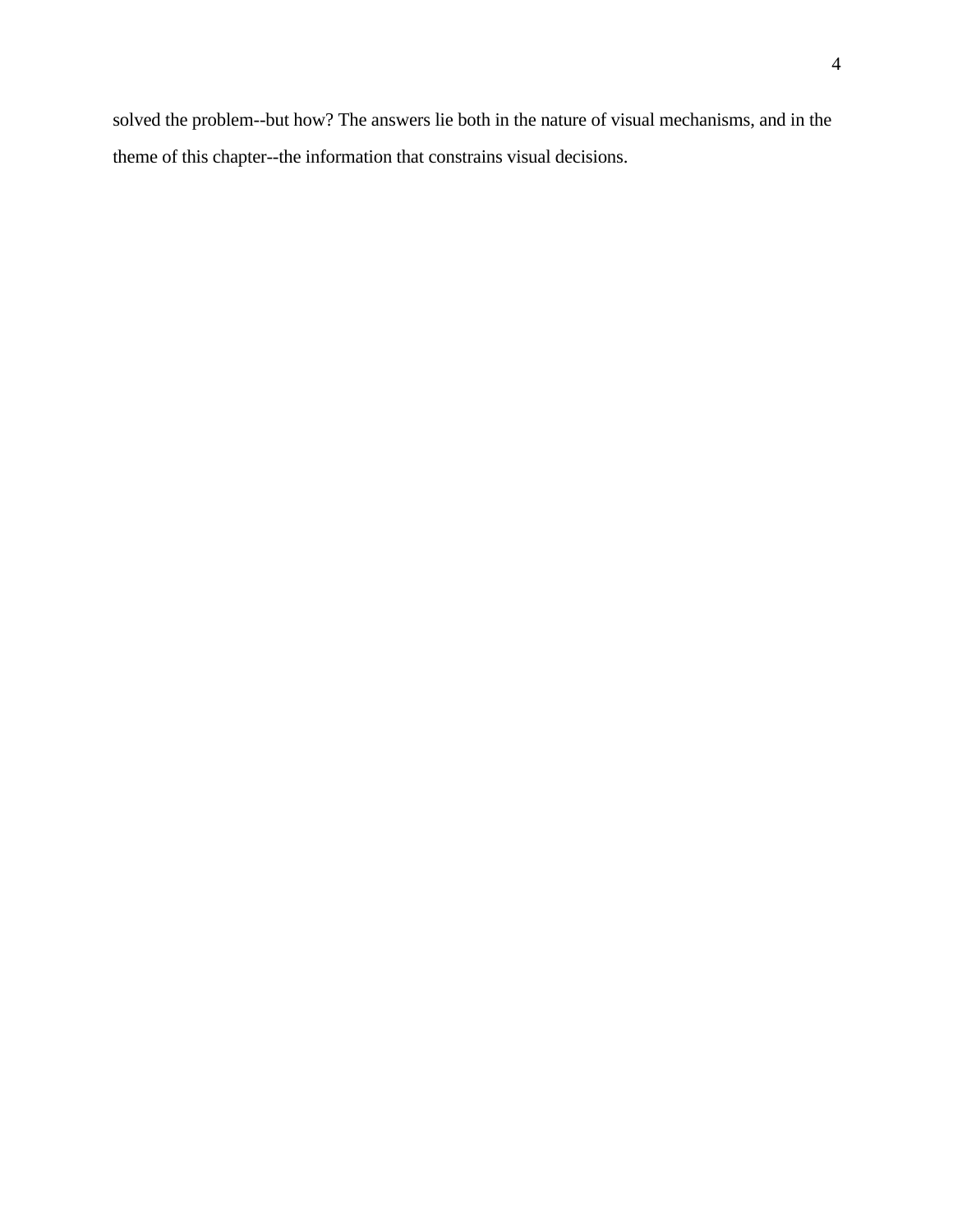solved the problem--but how? The answers lie both in the nature of visual mechanisms, and in the theme of this chapter--the information that constrains visual decisions.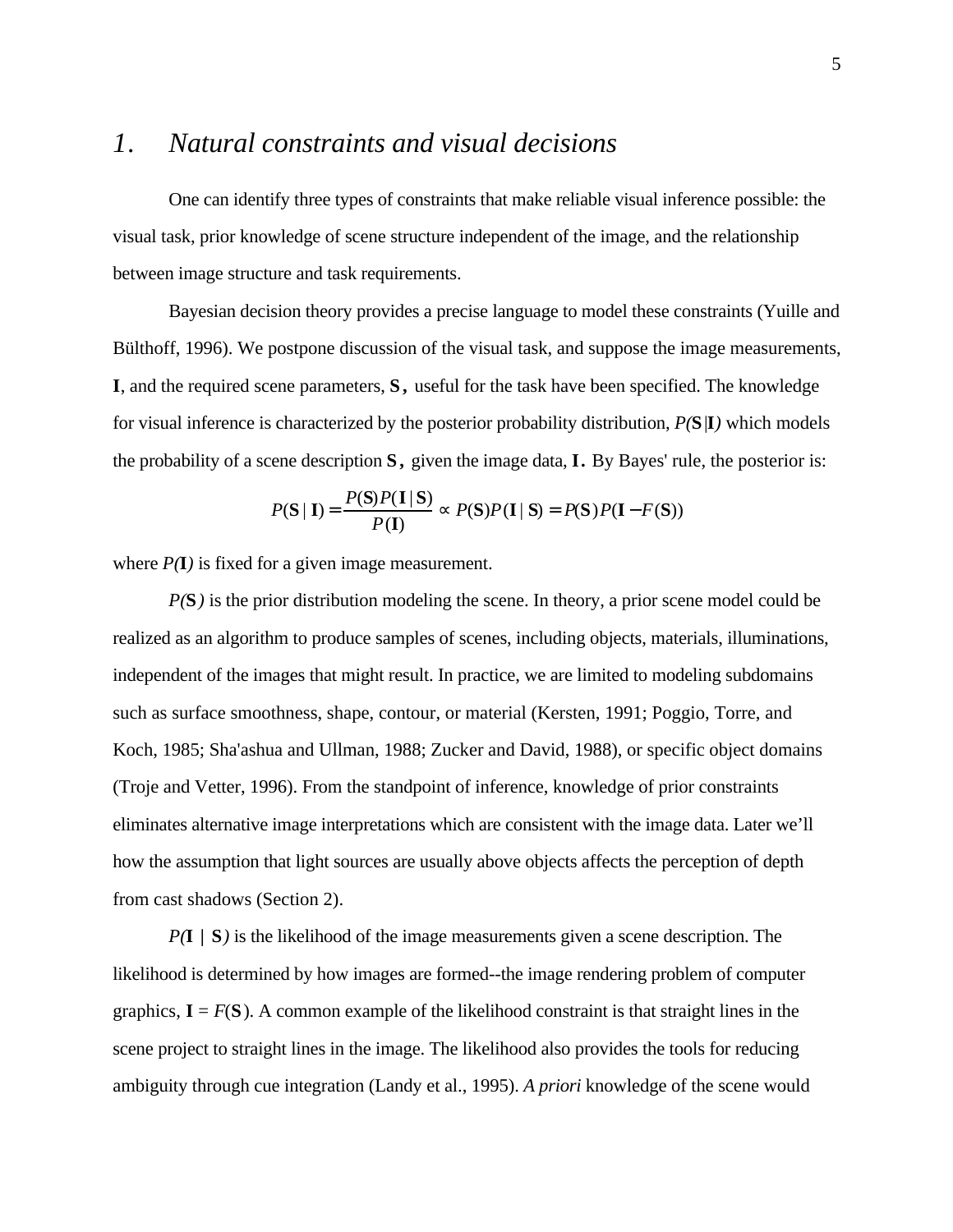# 1. Natural constraints and visual decisions

One can identify three types of constraints that make reliable visual inference possible: the visual task, prior knowledge of scene structure independent of the image, and the relationship between image structure and task requirements.

Bayesian decision theory provides a precise language to model these constraints (Yuille and Bülthoff, 1996). We postpone discussion of the visual task, and suppose the image measurements, **I**, and the required scene parameters, **S**, useful for the task have been specified. The knowledge for visual inference is characterized by the posterior probability distribution, $P(\mathbf{S}|\mathbf{I})$ which models the probability of a scene description **S**, given the image data, **I**. By Bayes' rule, the posterior is:

$$P(\mathbf{S} \mid \mathbf{I}) = \frac{P(\mathbf{S})P(\mathbf{I} \mid \mathbf{S})}{P(\mathbf{I})} \propto P(\mathbf{S})P(\mathbf{I} \mid \mathbf{S}) = P(\mathbf{S})P(\mathbf{I} - F(\mathbf{S}))$$

where $P(\mathbf{I})$ is fixed for a given image measurement.

$P(\mathbf{S})$ is the prior distribution modeling the scene. In theory, a prior scene model could be realized as an algorithm to produce samples of scenes, including objects, materials, illuminations, independent of the images that might result. In practice, we are limited to modeling subdomains such as surface smoothness, shape, contour, or material (Kersten, 1991; Poggio, Torre, and Koch, 1985; Sha'ashua and Ullman, 1988; Zucker and David, 1988), or specific object domains (Troje and Vetter, 1996). From the standpoint of inference, knowledge of prior constraints eliminates alternative image interpretations which are consistent with the image data. Later we'll how the assumption that light sources are usually above objects affects the perception of depth from cast shadows (Section 2).

$P(\mathbf{I} \mid \mathbf{S})$ is the likelihood of the image measurements given a scene description. The likelihood is determined by how images are formed--the image rendering problem of computer graphics, $\mathbf{I} = F(\mathbf{S})$. A common example of the likelihood constraint is that straight lines in the scene project to straight lines in the image. The likelihood also provides the tools for reducing ambiguity through cue integration (Landy et al., 1995). *A priori* knowledge of the scene would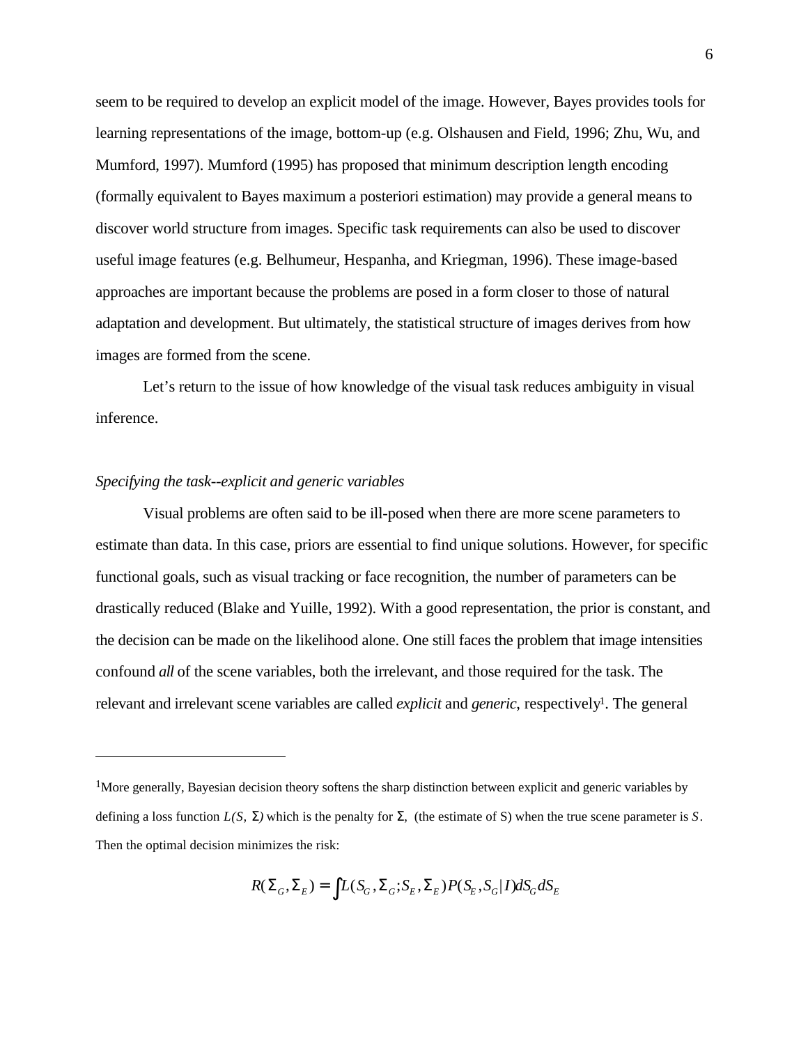seem to be required to develop an explicit model of the image. However, Bayes provides tools for learning representations of the image, bottom-up (e.g. Olshausen and Field, 1996; Zhu, Wu, and Mumford, 1997). Mumford (1995) has proposed that minimum description length encoding (formally equivalent to Bayes maximum a posteriori estimation) may provide a general means to discover world structure from images. Specific task requirements can also be used to discover useful image features (e.g. Belhumeur, Hespanha, and Kriegman, 1996). These image-based approaches are important because the problems are posed in a form closer to those of natural adaptation and development. But ultimately, the statistical structure of images derives from how images are formed from the scene.

Let's return to the issue of how knowledge of the visual task reduces ambiguity in visual inference.

*Specifying the task--explicit and generic variables*

Visual problems are often said to be ill-posed when there are more scene parameters to estimate than data. In this case, priors are essential to find unique solutions. However, for specific functional goals, such as visual tracking or face recognition, the number of parameters can be drastically reduced (Blake and Yuille, 1992). With a good representation, the prior is constant, and the decision can be made on the likelihood alone. One still faces the problem that image intensities confound ***all*** of the scene variables, both the irrelevant, and those required for the task. The relevant and irrelevant scene variables are called *explicit* and *generic*, respectively[1]. The general

---

[1]More generally, Bayesian decision theory softens the sharp distinction between explicit and generic variables by defining a loss function $L(S, \Sigma)$ which is the penalty for $\Sigma$, (the estimate of S) when the true scene parameter is $S$. Then the optimal decision minimizes the risk:

$$R(\Sigma_G, \Sigma_E) = \int L(S_G, \Sigma_G; S_E, \Sigma_E) P(S_E, S_G | I) dS_G dS_E$$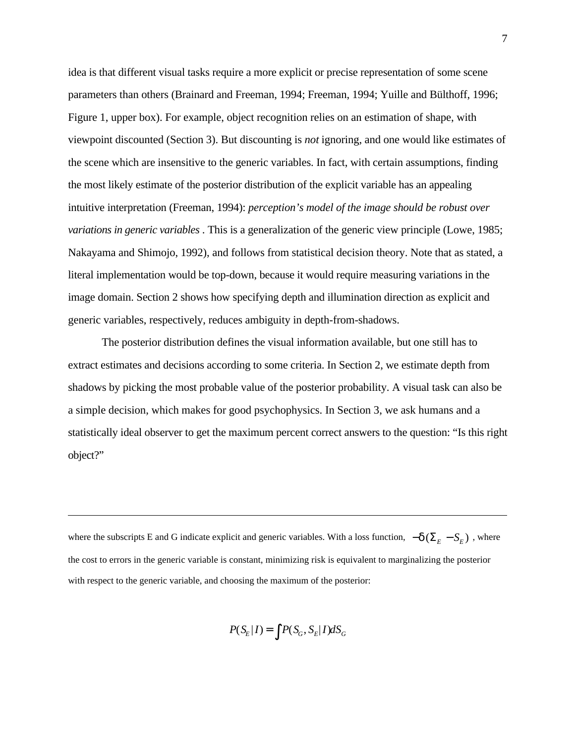idea is that different visual tasks require a more explicit or precise representation of some scene parameters than others (Brainard and Freeman, 1994; Freeman, 1994; Yuille and Bülthoff, 1996; Figure 1, upper box). For example, object recognition relies on an estimation of shape, with viewpoint discounted (Section 3). But discounting is *not* ignoring, and one would like estimates of the scene which are insensitive to the generic variables. In fact, with certain assumptions, finding the most likely estimate of the posterior distribution of the explicit variable has an appealing intuitive interpretation (Freeman, 1994): *perception's model of the image should be robust over variations in generic variables* . This is a generalization of the generic view principle (Lowe, 1985; Nakayama and Shimojo, 1992), and follows from statistical decision theory. Note that as stated, a literal implementation would be top-down, because it would require measuring variations in the image domain. Section 2 shows how specifying depth and illumination direction as explicit and generic variables, respectively, reduces ambiguity in depth-from-shadows.

The posterior distribution defines the visual information available, but one still has to extract estimates and decisions according to some criteria. In Section 2, we estimate depth from shadows by picking the most probable value of the posterior probability. A visual task can also be a simple decision, which makes for good psychophysics. In Section 3, we ask humans and a statistically ideal observer to get the maximum percent correct answers to the question: "Is this right object?"

---

where the subscripts E and G indicate explicit and generic variables. With a loss function, $-\delta(\Sigma_E - S_E)$ , where the cost to errors in the generic variable is constant, minimizing risk is equivalent to marginalizing the posterior with respect to the generic variable, and choosing the maximum of the posterior:

$$P(S_E|I) = \int P(S_G, S_E|I)dS_G$$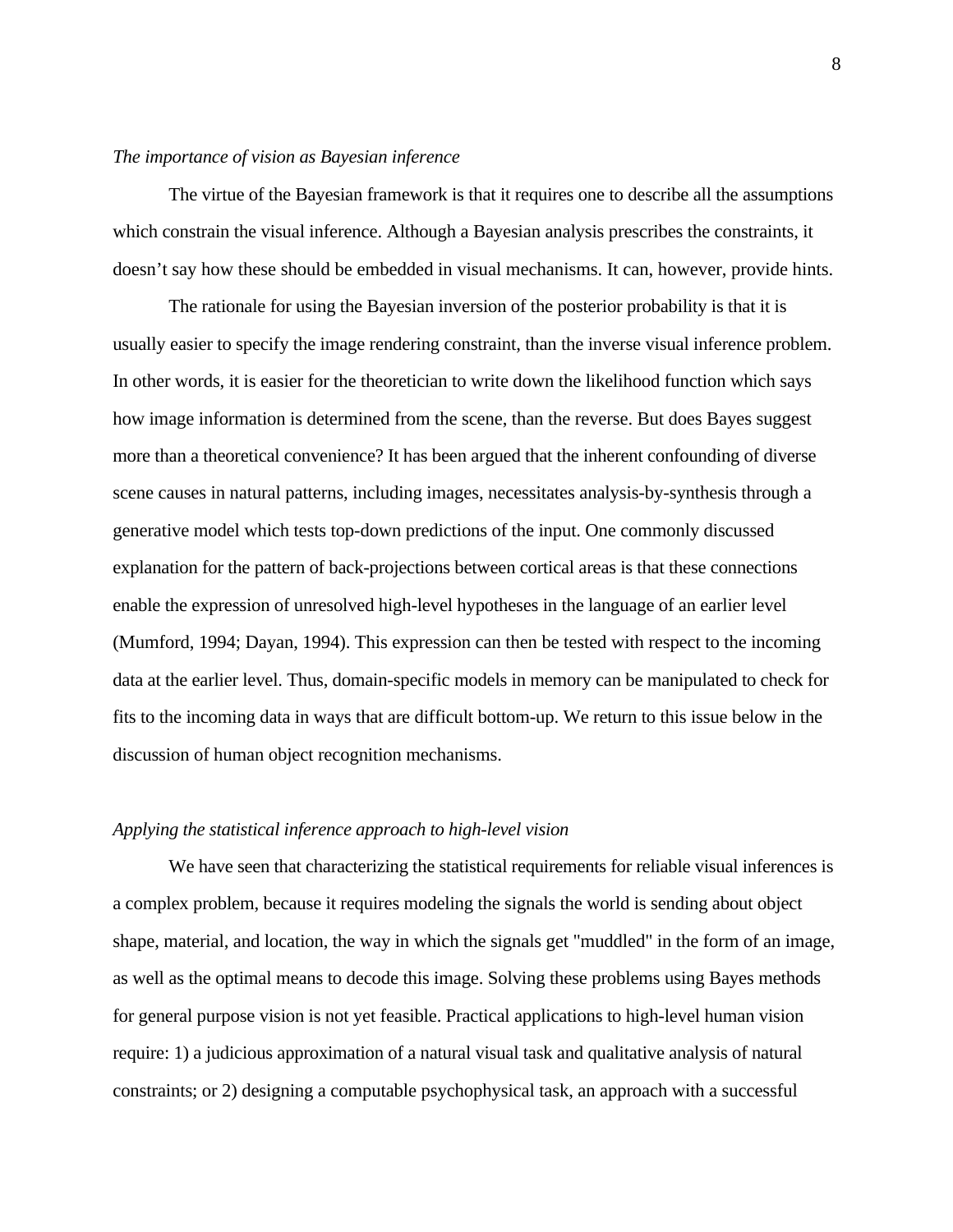*The importance of vision as Bayesian inference*

The virtue of the Bayesian framework is that it requires one to describe all the assumptions which constrain the visual inference. Although a Bayesian analysis prescribes the constraints, it doesn't say how these should be embedded in visual mechanisms. It can, however, provide hints.

The rationale for using the Bayesian inversion of the posterior probability is that it is usually easier to specify the image rendering constraint, than the inverse visual inference problem. In other words, it is easier for the theoretician to write down the likelihood function which says how image information is determined from the scene, than the reverse. But does Bayes suggest more than a theoretical convenience? It has been argued that the inherent confounding of diverse scene causes in natural patterns, including images, necessitates analysis-by-synthesis through a generative model which tests top-down predictions of the input. One commonly discussed explanation for the pattern of back-projections between cortical areas is that these connections enable the expression of unresolved high-level hypotheses in the language of an earlier level (Mumford, 1994; Dayan, 1994). This expression can then be tested with respect to the incoming data at the earlier level. Thus, domain-specific models in memory can be manipulated to check for fits to the incoming data in ways that are difficult bottom-up. We return to this issue below in the discussion of human object recognition mechanisms.

*Applying the statistical inference approach to high-level vision*

We have seen that characterizing the statistical requirements for reliable visual inferences is a complex problem, because it requires modeling the signals the world is sending about object shape, material, and location, the way in which the signals get "muddled" in the form of an image, as well as the optimal means to decode this image. Solving these problems using Bayes methods for general purpose vision is not yet feasible. Practical applications to high-level human vision require: 1) a judicious approximation of a natural visual task and qualitative analysis of natural constraints; or 2) designing a computable psychophysical task, an approach with a successful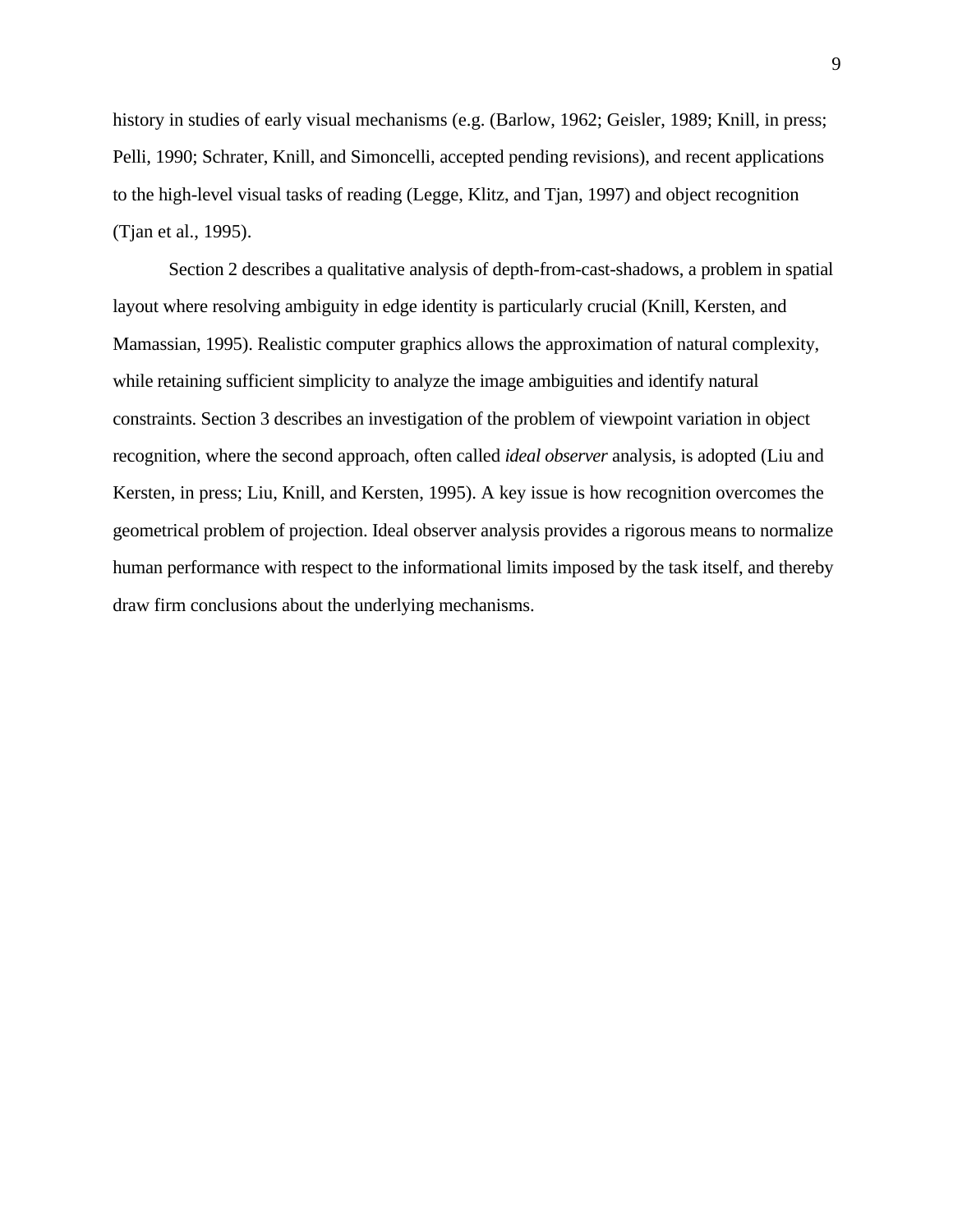history in studies of early visual mechanisms (e.g. (Barlow, 1962; Geisler, 1989; Knill, in press; Pelli, 1990; Schrater, Knill, and Simoncelli, accepted pending revisions), and recent applications to the high-level visual tasks of reading (Legge, Klitz, and Tjan, 1997) and object recognition (Tjan et al., 1995).

Section 2 describes a qualitative analysis of depth-from-cast-shadows, a problem in spatial layout where resolving ambiguity in edge identity is particularly crucial (Knill, Kersten, and Mamassian, 1995). Realistic computer graphics allows the approximation of natural complexity, while retaining sufficient simplicity to analyze the image ambiguities and identify natural constraints. Section 3 describes an investigation of the problem of viewpoint variation in object recognition, where the second approach, often called *ideal observer* analysis, is adopted (Liu and Kersten, in press; Liu, Knill, and Kersten, 1995). A key issue is how recognition overcomes the geometrical problem of projection. Ideal observer analysis provides a rigorous means to normalize human performance with respect to the informational limits imposed by the task itself, and thereby draw firm conclusions about the underlying mechanisms.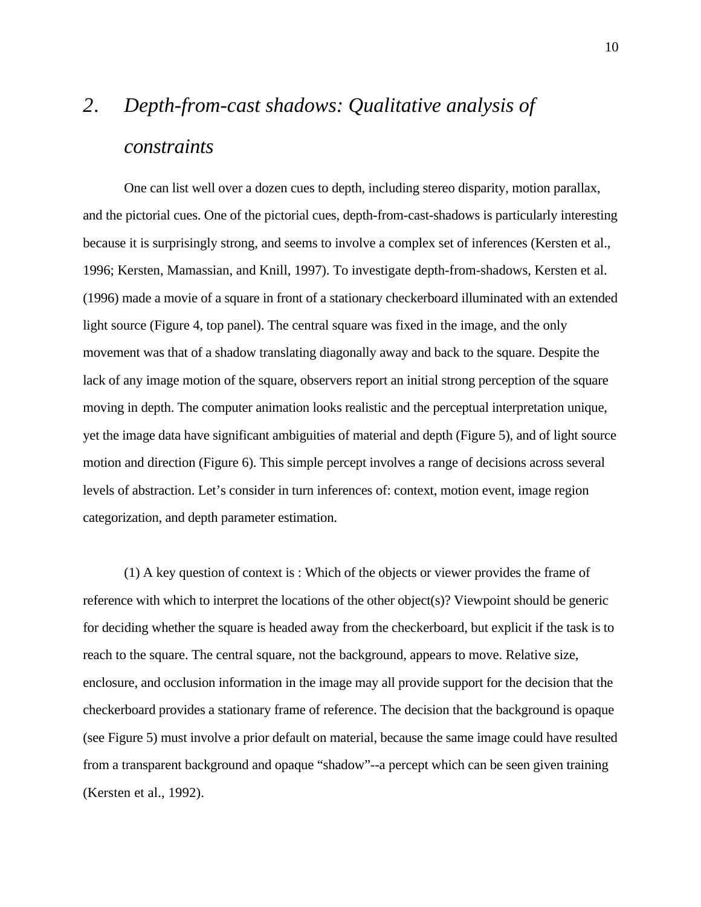## *2. Depth-from-cast shadows: Qualitative analysis of constraints*

One can list well over a dozen cues to depth, including stereo disparity, motion parallax, and the pictorial cues. One of the pictorial cues, depth-from-cast-shadows is particularly interesting because it is surprisingly strong, and seems to involve a complex set of inferences (Kersten et al., 1996; Kersten, Mamassian, and Knill, 1997). To investigate depth-from-shadows, Kersten et al. (1996) made a movie of a square in front of a stationary checkerboard illuminated with an extended light source (Figure 4, top panel). The central square was fixed in the image, and the only movement was that of a shadow translating diagonally away and back to the square. Despite the lack of any image motion of the square, observers report an initial strong perception of the square moving in depth. The computer animation looks realistic and the perceptual interpretation unique, yet the image data have significant ambiguities of material and depth (Figure 5), and of light source motion and direction (Figure 6). This simple percept involves a range of decisions across several levels of abstraction. Let's consider in turn inferences of: context, motion event, image region categorization, and depth parameter estimation.

(1) A key question of context is : Which of the objects or viewer provides the frame of reference with which to interpret the locations of the other object(s)? Viewpoint should be generic for deciding whether the square is headed away from the checkerboard, but explicit if the task is to reach to the square. The central square, not the background, appears to move. Relative size, enclosure, and occlusion information in the image may all provide support for the decision that the checkerboard provides a stationary frame of reference. The decision that the background is opaque (see Figure 5) must involve a prior default on material, because the same image could have resulted from a transparent background and opaque "shadow"--a percept which can be seen given training (Kersten et al., 1992).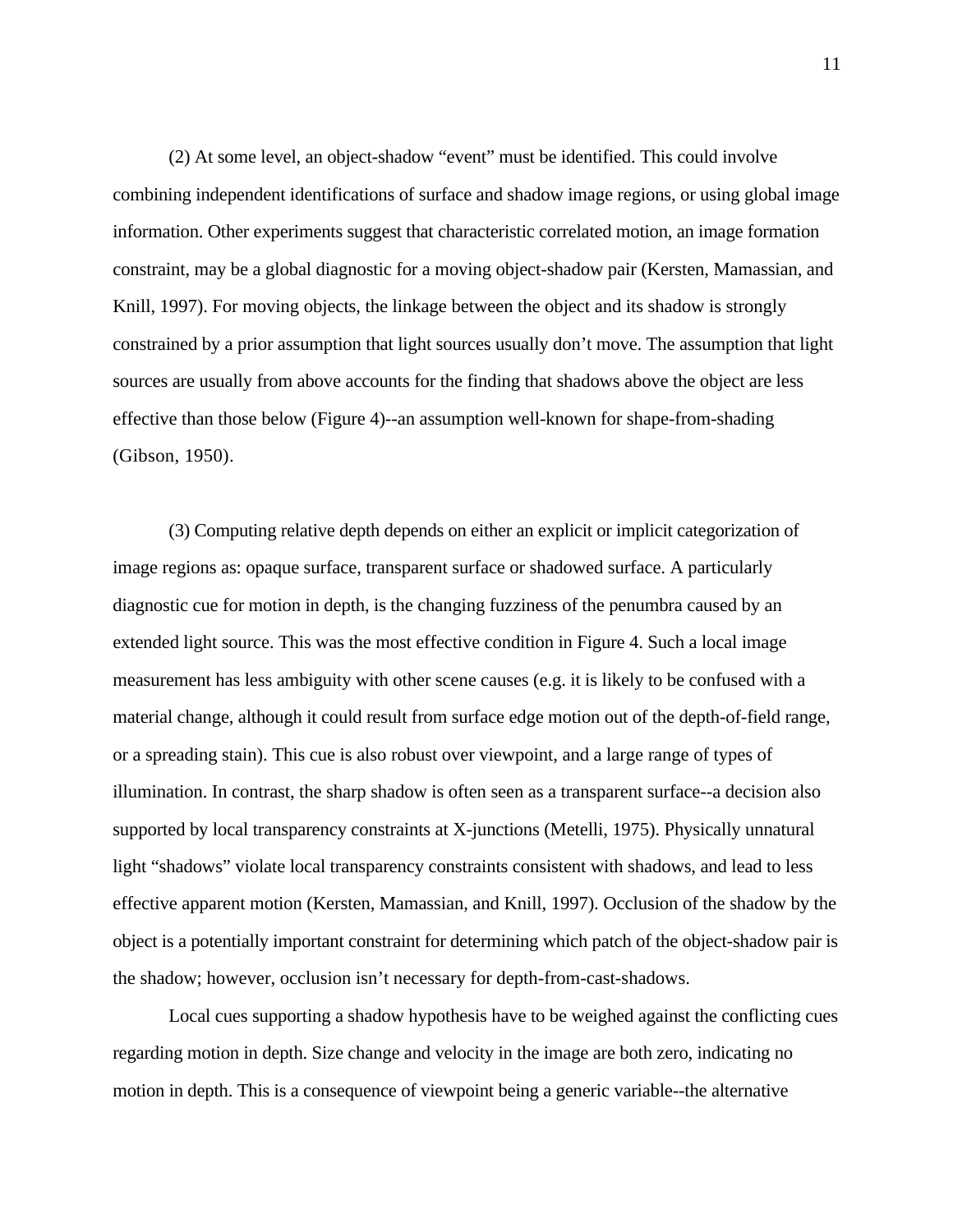(2) At some level, an object-shadow “event” must be identified. This could involve combining independent identifications of surface and shadow image regions, or using global image information. Other experiments suggest that characteristic correlated motion, an image formation constraint, may be a global diagnostic for a moving object-shadow pair (Kersten, Mamassian, and Knill, 1997). For moving objects, the linkage between the object and its shadow is strongly constrained by a prior assumption that light sources usually don’t move. The assumption that light sources are usually from above accounts for the finding that shadows above the object are less effective than those below (Figure 4)--an assumption well-known for shape-from-shading (Gibson, 1950).

(3) Computing relative depth depends on either an explicit or implicit categorization of image regions as: opaque surface, transparent surface or shadowed surface. A particularly diagnostic cue for motion in depth, is the changing fuzziness of the penumbra caused by an extended light source. This was the most effective condition in Figure 4. Such a local image measurement has less ambiguity with other scene causes (e.g. it is likely to be confused with a material change, although it could result from surface edge motion out of the depth-of-field range, or a spreading stain). This cue is also robust over viewpoint, and a large range of types of illumination. In contrast, the sharp shadow is often seen as a transparent surface--a decision also supported by local transparency constraints at X-junctions (Metelli, 1975). Physically unnatural light “shadows” violate local transparency constraints consistent with shadows, and lead to less effective apparent motion (Kersten, Mamassian, and Knill, 1997). Occlusion of the shadow by the object is a potentially important constraint for determining which patch of the object-shadow pair is the shadow; however, occlusion isn’t necessary for depth-from-cast-shadows.

Local cues supporting a shadow hypothesis have to be weighed against the conflicting cues regarding motion in depth. Size change and velocity in the image are both zero, indicating no motion in depth. This is a consequence of viewpoint being a generic variable--the alternative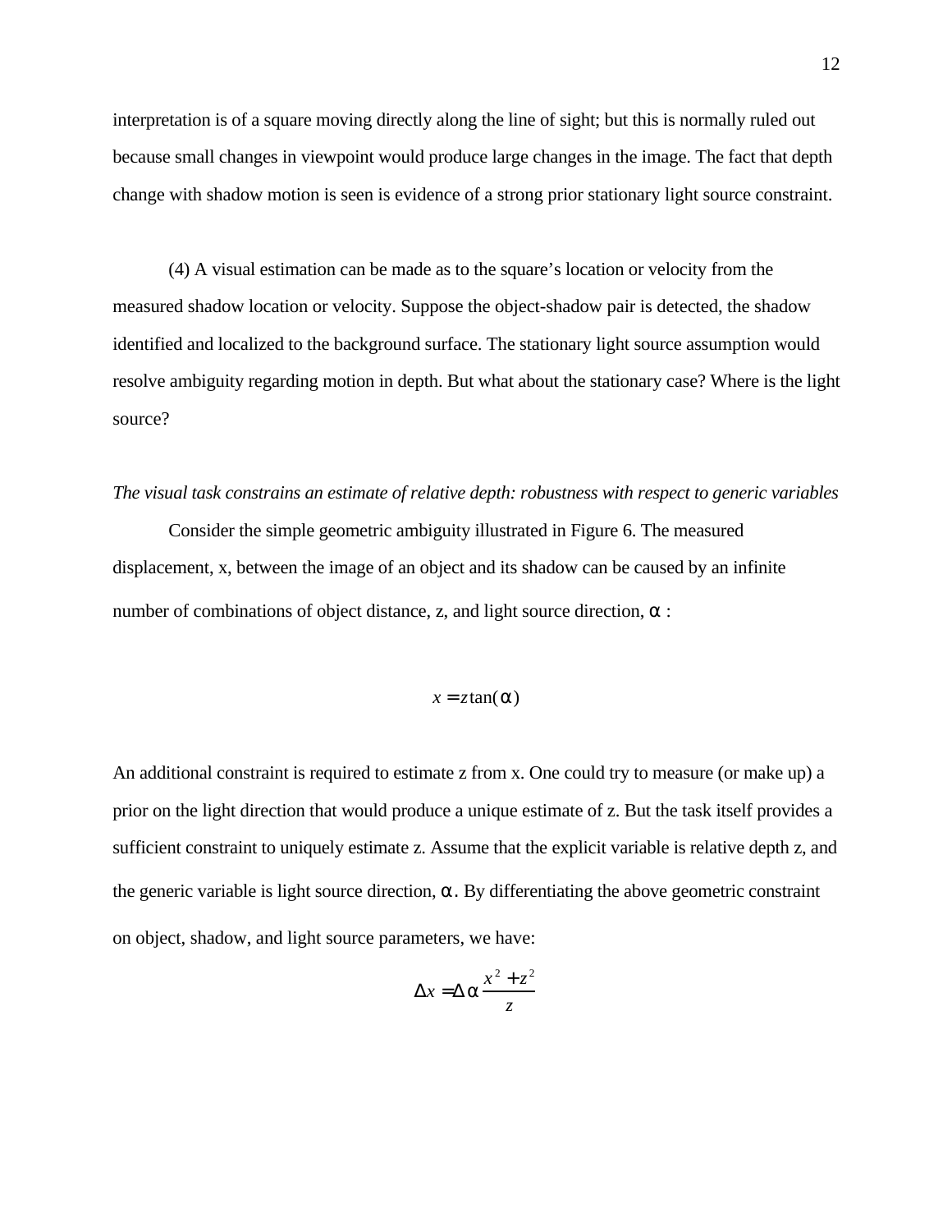interpretation is of a square moving directly along the line of sight; but this is normally ruled out because small changes in viewpoint would produce large changes in the image. The fact that depth change with shadow motion is seen is evidence of a strong prior stationary light source constraint.

(4) A visual estimation can be made as to the square's location or velocity from the measured shadow location or velocity. Suppose the object-shadow pair is detected, the shadow identified and localized to the background surface. The stationary light source assumption would resolve ambiguity regarding motion in depth. But what about the stationary case? Where is the light source?

*The visual task constrains an estimate of relative depth: robustness with respect to generic variables*

Consider the simple geometric ambiguity illustrated in Figure 6. The measured displacement, x, between the image of an object and its shadow can be caused by an infinite number of combinations of object distance, z, and light source direction, $\alpha$ :

$$x = z\tan(\alpha)$$

An additional constraint is required to estimate z from x. One could try to measure (or make up) a prior on the light direction that would produce a unique estimate of z. But the task itself provides a sufficient constraint to uniquely estimate z. Assume that the explicit variable is relative depth z, and the generic variable is light source direction, $\alpha$. By differentiating the above geometric constraint on object, shadow, and light source parameters, we have:

$$\Delta x = \Delta\alpha \frac{x^2 + z^2}{z}$$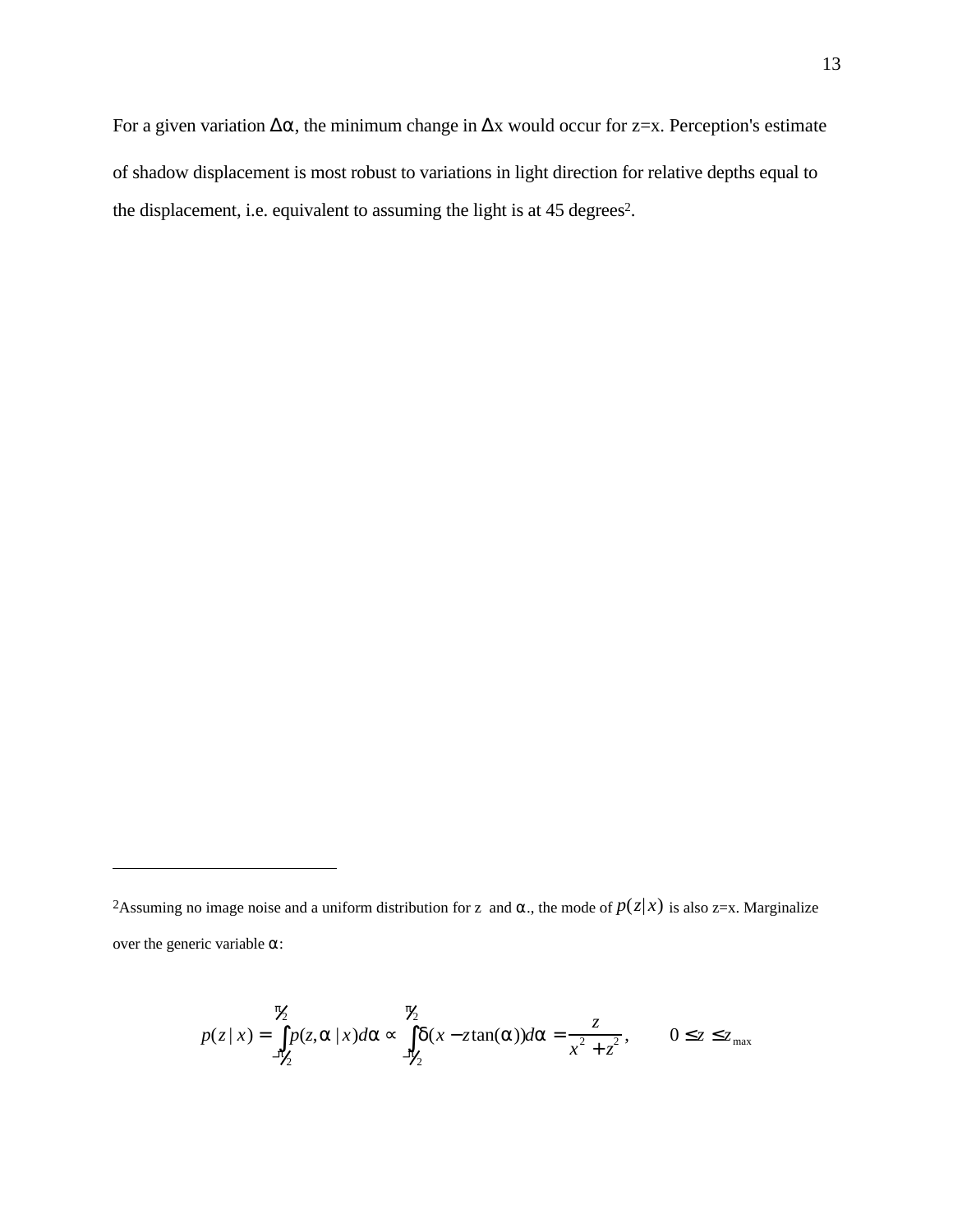For a given variation $\Delta\alpha$, the minimum change in $\Delta x$ would occur for z=x. Perception's estimate of shadow displacement is most robust to variations in light direction for relative depths equal to the displacement, i.e. equivalent to assuming the light is at 45 degrees[2].

---

[2]Assuming no image noise and a uniform distribution for z and $\alpha$., the mode of $p(z|x)$ is also z=x. Marginalize over the generic variable $\alpha$:

$$p(z \mid x) = \int_{-\pi/2}^{\pi/2} p(z,\alpha \mid x) d\alpha \propto \int_{-\pi/2}^{\pi/2} \delta(x - z\tan(\alpha)) d\alpha = \frac{z}{x^2 + z^2}, \qquad 0 \le z \le z_{\max}$$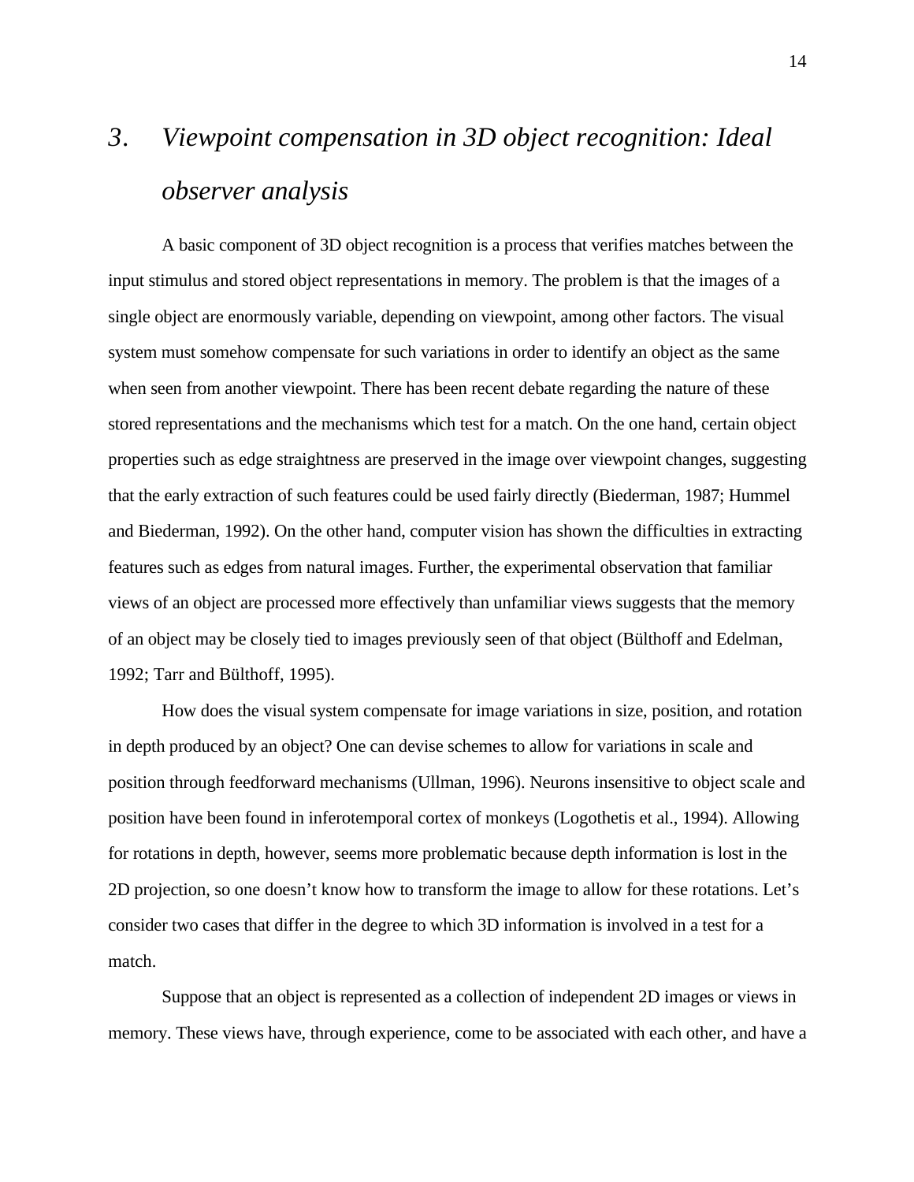# *3. Viewpoint compensation in 3D object recognition: Ideal observer analysis*

A basic component of 3D object recognition is a process that verifies matches between the input stimulus and stored object representations in memory. The problem is that the images of a single object are enormously variable, depending on viewpoint, among other factors. The visual system must somehow compensate for such variations in order to identify an object as the same when seen from another viewpoint. There has been recent debate regarding the nature of these stored representations and the mechanisms which test for a match. On the one hand, certain object properties such as edge straightness are preserved in the image over viewpoint changes, suggesting that the early extraction of such features could be used fairly directly (Biederman, 1987; Hummel and Biederman, 1992). On the other hand, computer vision has shown the difficulties in extracting features such as edges from natural images. Further, the experimental observation that familiar views of an object are processed more effectively than unfamiliar views suggests that the memory of an object may be closely tied to images previously seen of that object (Bülthoff and Edelman, 1992; Tarr and Bülthoff, 1995).

How does the visual system compensate for image variations in size, position, and rotation in depth produced by an object? One can devise schemes to allow for variations in scale and position through feedforward mechanisms (Ullman, 1996). Neurons insensitive to object scale and position have been found in inferotemporal cortex of monkeys (Logothetis et al., 1994). Allowing for rotations in depth, however, seems more problematic because depth information is lost in the 2D projection, so one doesn't know how to transform the image to allow for these rotations. Let's consider two cases that differ in the degree to which 3D information is involved in a test for a match.

Suppose that an object is represented as a collection of independent 2D images or views in memory. These views have, through experience, come to be associated with each other, and have a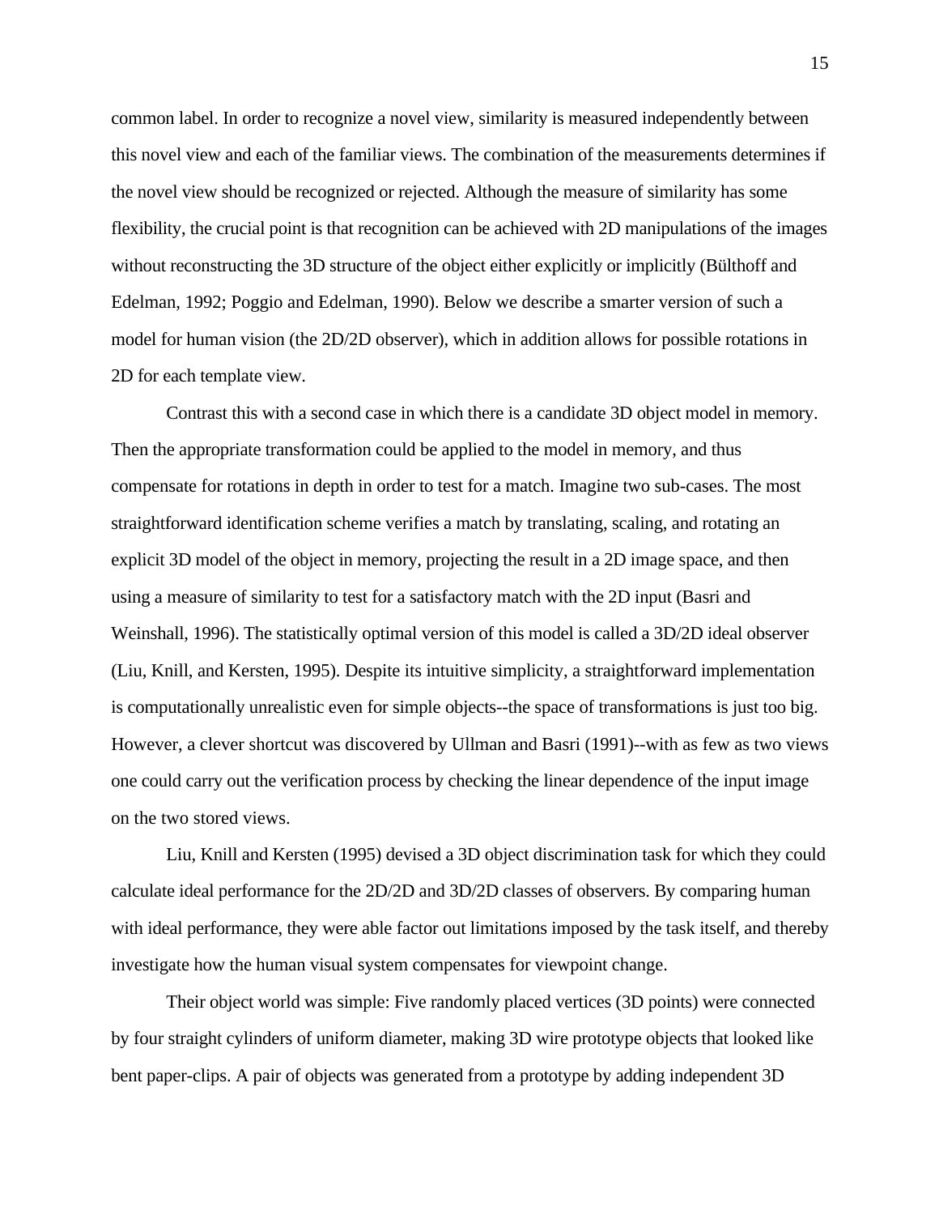common label. In order to recognize a novel view, similarity is measured independently between this novel view and each of the familiar views. The combination of the measurements determines if the novel view should be recognized or rejected. Although the measure of similarity has some flexibility, the crucial point is that recognition can be achieved with 2D manipulations of the images without reconstructing the 3D structure of the object either explicitly or implicitly (Bülthoff and Edelman, 1992; Poggio and Edelman, 1990). Below we describe a smarter version of such a model for human vision (the 2D/2D observer), which in addition allows for possible rotations in 2D for each template view.

Contrast this with a second case in which there is a candidate 3D object model in memory. Then the appropriate transformation could be applied to the model in memory, and thus compensate for rotations in depth in order to test for a match. Imagine two sub-cases. The most straightforward identification scheme verifies a match by translating, scaling, and rotating an explicit 3D model of the object in memory, projecting the result in a 2D image space, and then using a measure of similarity to test for a satisfactory match with the 2D input (Basri and Weinshall, 1996). The statistically optimal version of this model is called a 3D/2D ideal observer (Liu, Knill, and Kersten, 1995). Despite its intuitive simplicity, a straightforward implementation is computationally unrealistic even for simple objects--the space of transformations is just too big. However, a clever shortcut was discovered by Ullman and Basri (1991)--with as few as two views one could carry out the verification process by checking the linear dependence of the input image on the two stored views.

Liu, Knill and Kersten (1995) devised a 3D object discrimination task for which they could calculate ideal performance for the 2D/2D and 3D/2D classes of observers. By comparing human with ideal performance, they were able factor out limitations imposed by the task itself, and thereby investigate how the human visual system compensates for viewpoint change.

Their object world was simple: Five randomly placed vertices (3D points) were connected by four straight cylinders of uniform diameter, making 3D wire prototype objects that looked like bent paper-clips. A pair of objects was generated from a prototype by adding independent 3D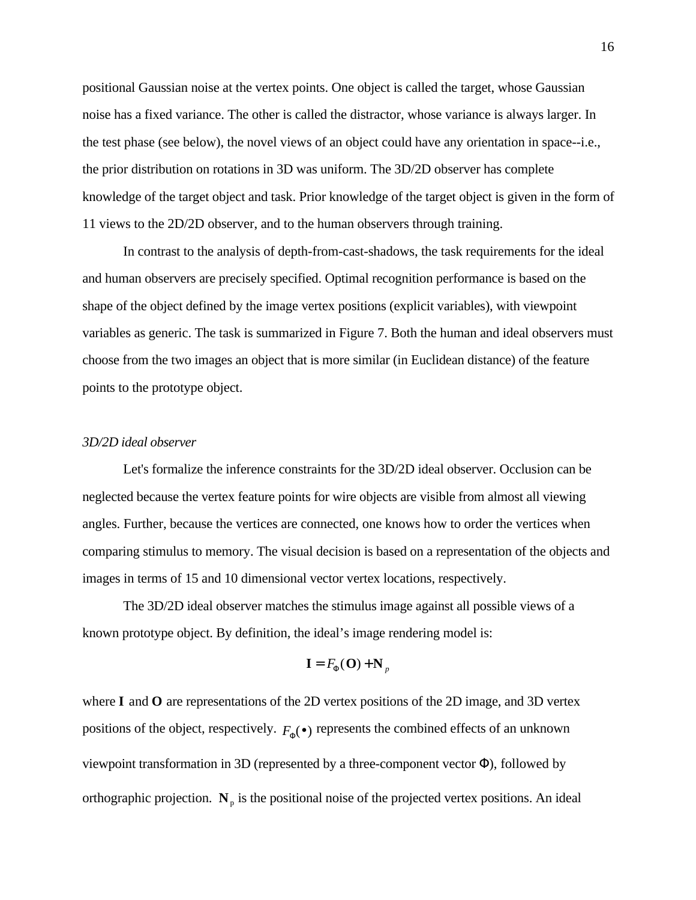positional Gaussian noise at the vertex points. One object is called the target, whose Gaussian noise has a fixed variance. The other is called the distractor, whose variance is always larger. In the test phase (see below), the novel views of an object could have any orientation in space--i.e., the prior distribution on rotations in 3D was uniform. The 3D/2D observer has complete knowledge of the target object and task. Prior knowledge of the target object is given in the form of 11 views to the 2D/2D observer, and to the human observers through training.

In contrast to the analysis of depth-from-cast-shadows, the task requirements for the ideal and human observers are precisely specified. Optimal recognition performance is based on the shape of the object defined by the image vertex positions (explicit variables), with viewpoint variables as generic. The task is summarized in Figure 7. Both the human and ideal observers must choose from the two images an object that is more similar (in Euclidean distance) of the feature points to the prototype object.

*3D/2D ideal observer*

Let's formalize the inference constraints for the 3D/2D ideal observer. Occlusion can be neglected because the vertex feature points for wire objects are visible from almost all viewing angles. Further, because the vertices are connected, one knows how to order the vertices when comparing stimulus to memory. The visual decision is based on a representation of the objects and images in terms of 15 and 10 dimensional vector vertex locations, respectively.

The 3D/2D ideal observer matches the stimulus image against all possible views of a known prototype object. By definition, the ideal's image rendering model is:

$$\mathbf{I} = F_{\Phi}(\mathbf{O}) + \mathbf{N}_p$$

where $\mathbf{I}$ and $\mathbf{O}$ are representations of the 2D vertex positions of the 2D image, and 3D vertex positions of the object, respectively. $F_{\Phi}(\bullet)$ represents the combined effects of an unknown viewpoint transformation in 3D (represented by a three-component vector $\Phi$), followed by orthographic projection. $\mathbf{N}_p$ is the positional noise of the projected vertex positions. An ideal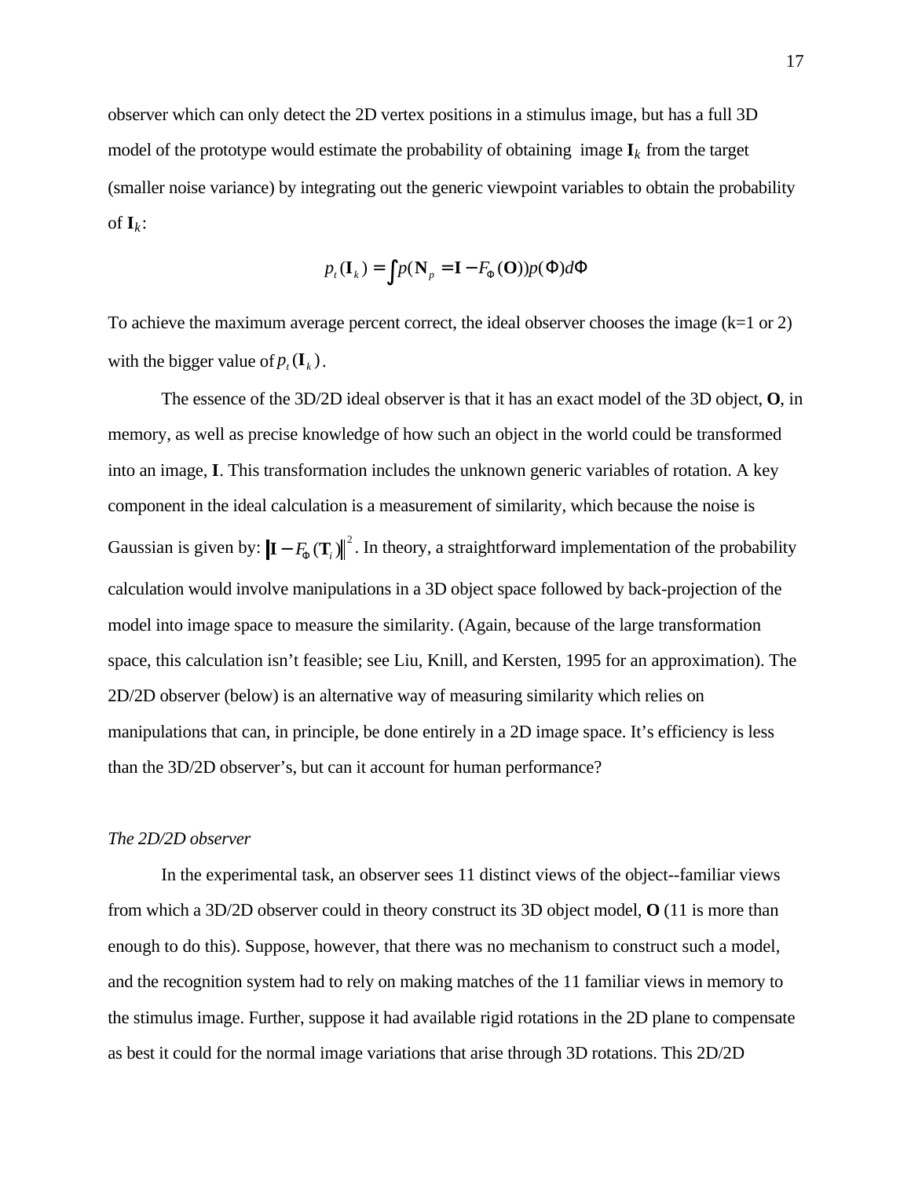observer which can only detect the 2D vertex positions in a stimulus image, but has a full 3D model of the prototype would estimate the probability of obtaining image $\mathbf{I}_k$ from the target (smaller noise variance) by integrating out the generic viewpoint variables to obtain the probability of $\mathbf{I}_k$:

$$p_t(\mathbf{I}_k) = \int p(\mathbf{N}_p = \mathbf{I} - F_\Phi(\mathbf{O}))p(\Phi)d\Phi$$

To achieve the maximum average percent correct, the ideal observer chooses the image (k=1 or 2) with the bigger value of $p_t(\mathbf{I}_k)$.

The essence of the 3D/2D ideal observer is that it has an exact model of the 3D object, **O**, in memory, as well as precise knowledge of how such an object in the world could be transformed into an image, **I**. This transformation includes the unknown generic variables of rotation. A key component in the ideal calculation is a measurement of similarity, which because the noise is Gaussian is given by: $\left\| \mathbf{I} - F_\Phi(\mathbf{T}_i) \right\|^2$. In theory, a straightforward implementation of the probability calculation would involve manipulations in a 3D object space followed by back-projection of the model into image space to measure the similarity. (Again, because of the large transformation space, this calculation isn't feasible; see Liu, Knill, and Kersten, 1995 for an approximation). The 2D/2D observer (below) is an alternative way of measuring similarity which relies on manipulations that can, in principle, be done entirely in a 2D image space. It's efficiency is less than the 3D/2D observer's, but can it account for human performance?

*The 2D/2D observer*

In the experimental task, an observer sees 11 distinct views of the object--familiar views from which a 3D/2D observer could in theory construct its 3D object model, **O** (11 is more than enough to do this). Suppose, however, that there was no mechanism to construct such a model, and the recognition system had to rely on making matches of the 11 familiar views in memory to the stimulus image. Further, suppose it had available rigid rotations in the 2D plane to compensate as best it could for the normal image variations that arise through 3D rotations. This 2D/2D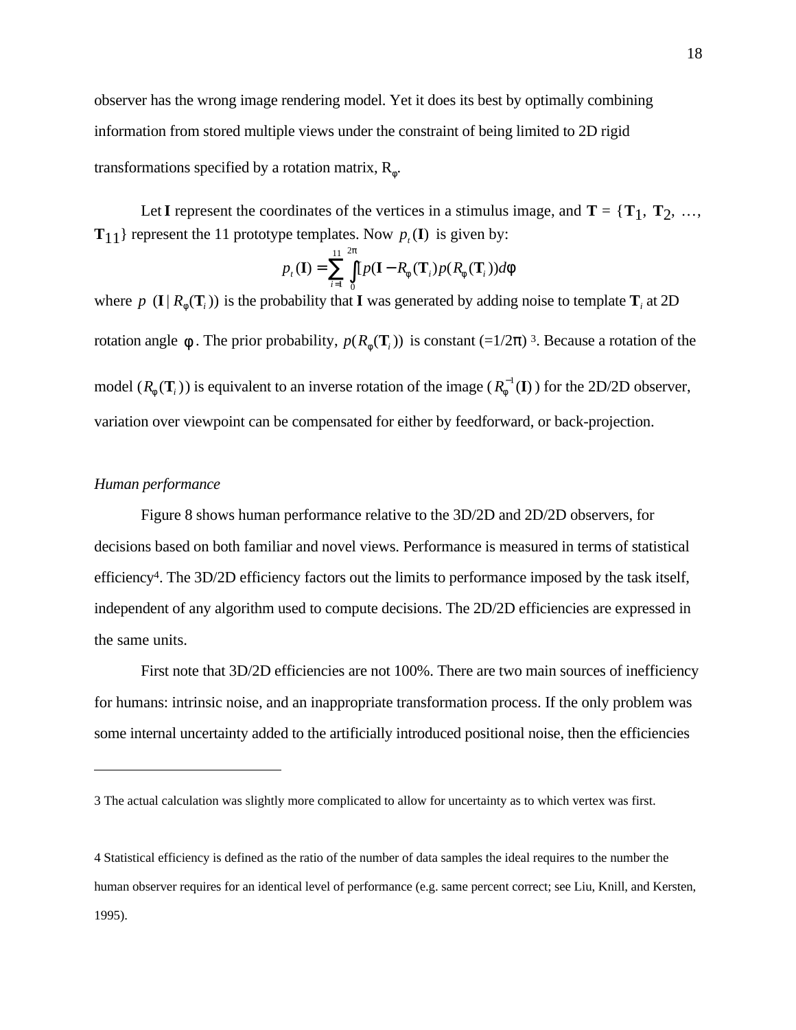observer has the wrong image rendering model. Yet it does its best by optimally combining information from stored multiple views under the constraint of being limited to 2D rigid transformations specified by a rotation matrix, $R_\phi$.

Let $\mathbf{I}$ represent the coordinates of the vertices in a stimulus image, and $\mathbf{T} = \{\mathbf{T}_1, \mathbf{T}_2, \ldots, \mathbf{T}_{11}\}$ represent the 11 prototype templates. Now $p_t(\mathbf{I})$ is given by:

$$p_t(\mathbf{I}) = \sum_{i=1}^{11} \int_0^{2\pi} p(\mathbf{I} - R_\phi(\mathbf{T}_i) p(R_\phi(\mathbf{T}_i)) d\phi$$

where $p(\mathbf{I} \mid R_\phi(\mathbf{T}_i))$ is the probability that $\mathbf{I}$ was generated by adding noise to template $\mathbf{T}_i$ at 2D rotation angle $\phi$. The prior probability, $p(R_\phi(\mathbf{T}_i))$ is constant ($=1/2\pi$) [3]. Because a rotation of the model ($R_\phi(\mathbf{T}_i)$) is equivalent to an inverse rotation of the image ($R_\phi^{-1}(\mathbf{I})$) for the 2D/2D observer, variation over viewpoint can be compensated for either by feedforward, or back-projection.

*Human performance*

Figure 8 shows human performance relative to the 3D/2D and 2D/2D observers, for decisions based on both familiar and novel views. Performance is measured in terms of statistical efficiency[4]. The 3D/2D efficiency factors out the limits to performance imposed by the task itself, independent of any algorithm used to compute decisions. The 2D/2D efficiencies are expressed in the same units.

First note that 3D/2D efficiencies are not 100%. There are two main sources of inefficiency for humans: intrinsic noise, and an inappropriate transformation process. If the only problem was some internal uncertainty added to the artificially introduced positional noise, then the efficiencies

---

3 The actual calculation was slightly more complicated to allow for uncertainty as to which vertex was first.

4 Statistical efficiency is defined as the ratio of the number of data samples the ideal requires to the number the human observer requires for an identical level of performance (e.g. same percent correct; see Liu, Knill, and Kersten, 1995).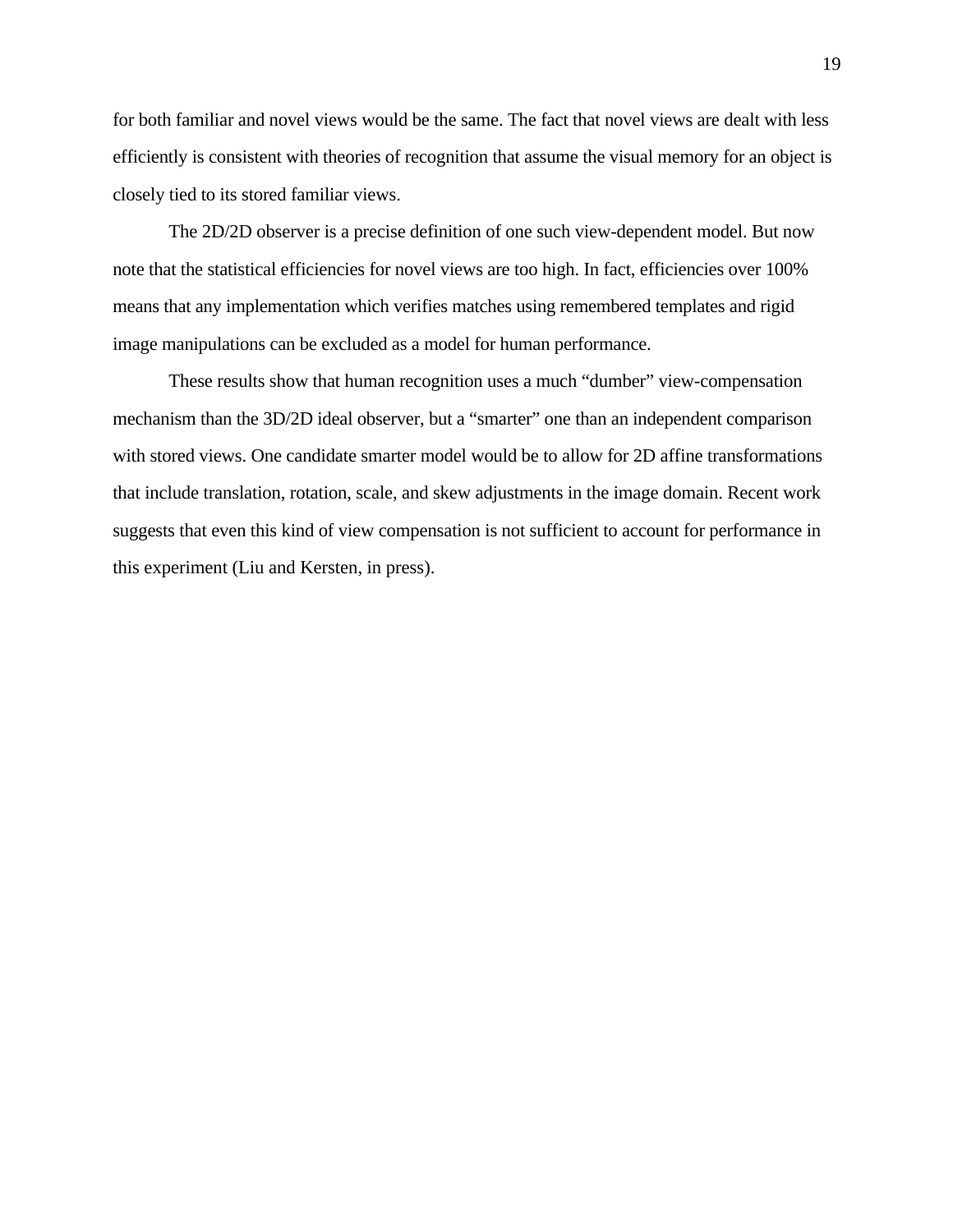for both familiar and novel views would be the same. The fact that novel views are dealt with less efficiently is consistent with theories of recognition that assume the visual memory for an object is closely tied to its stored familiar views.

The 2D/2D observer is a precise definition of one such view-dependent model. But now note that the statistical efficiencies for novel views are too high. In fact, efficiencies over 100% means that any implementation which verifies matches using remembered templates and rigid image manipulations can be excluded as a model for human performance.

These results show that human recognition uses a much “dumber” view-compensation mechanism than the 3D/2D ideal observer, but a “smarter” one than an independent comparison with stored views. One candidate smarter model would be to allow for 2D affine transformations that include translation, rotation, scale, and skew adjustments in the image domain. Recent work suggests that even this kind of view compensation is not sufficient to account for performance in this experiment (Liu and Kersten, in press).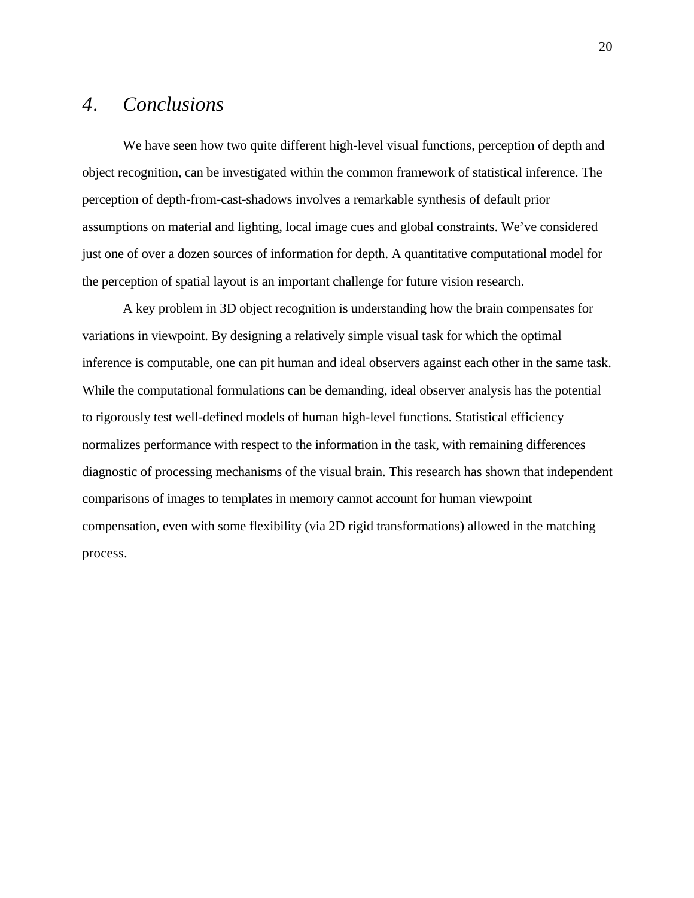## *4. Conclusions*

We have seen how two quite different high-level visual functions, perception of depth and object recognition, can be investigated within the common framework of statistical inference. The perception of depth-from-cast-shadows involves a remarkable synthesis of default prior assumptions on material and lighting, local image cues and global constraints. We've considered just one of over a dozen sources of information for depth. A quantitative computational model for the perception of spatial layout is an important challenge for future vision research.

A key problem in 3D object recognition is understanding how the brain compensates for variations in viewpoint. By designing a relatively simple visual task for which the optimal inference is computable, one can pit human and ideal observers against each other in the same task. While the computational formulations can be demanding, ideal observer analysis has the potential to rigorously test well-defined models of human high-level functions. Statistical efficiency normalizes performance with respect to the information in the task, with remaining differences diagnostic of processing mechanisms of the visual brain. This research has shown that independent comparisons of images to templates in memory cannot account for human viewpoint compensation, even with some flexibility (via 2D rigid transformations) allowed in the matching process.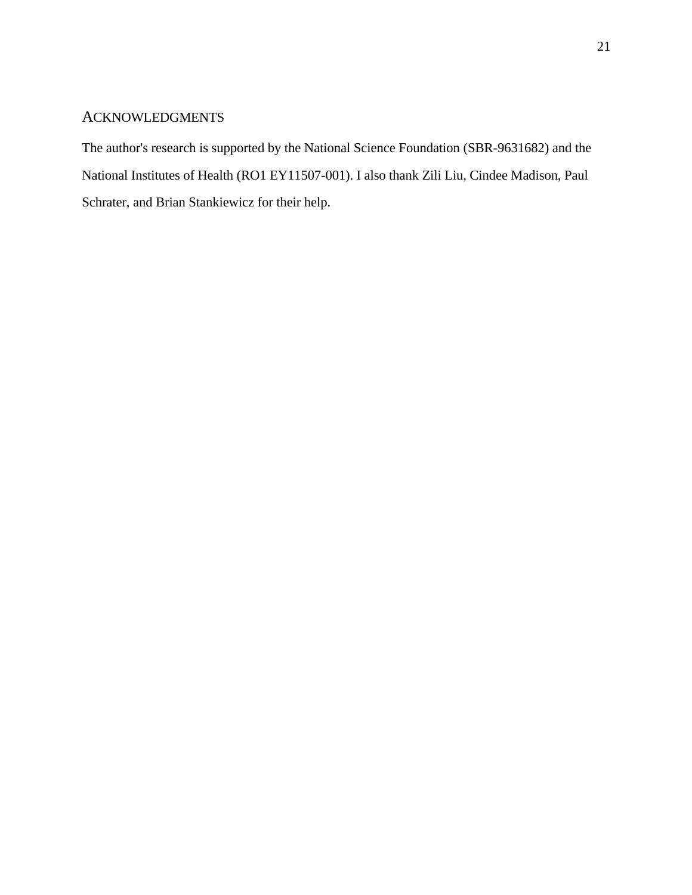## ACKNOWLEDGMENTS

The author's research is supported by the National Science Foundation (SBR-9631682) and the National Institutes of Health (RO1 EY11507-001). I also thank Zili Liu, Cindee Madison, Paul Schrater, and Brian Stankiewicz for their help.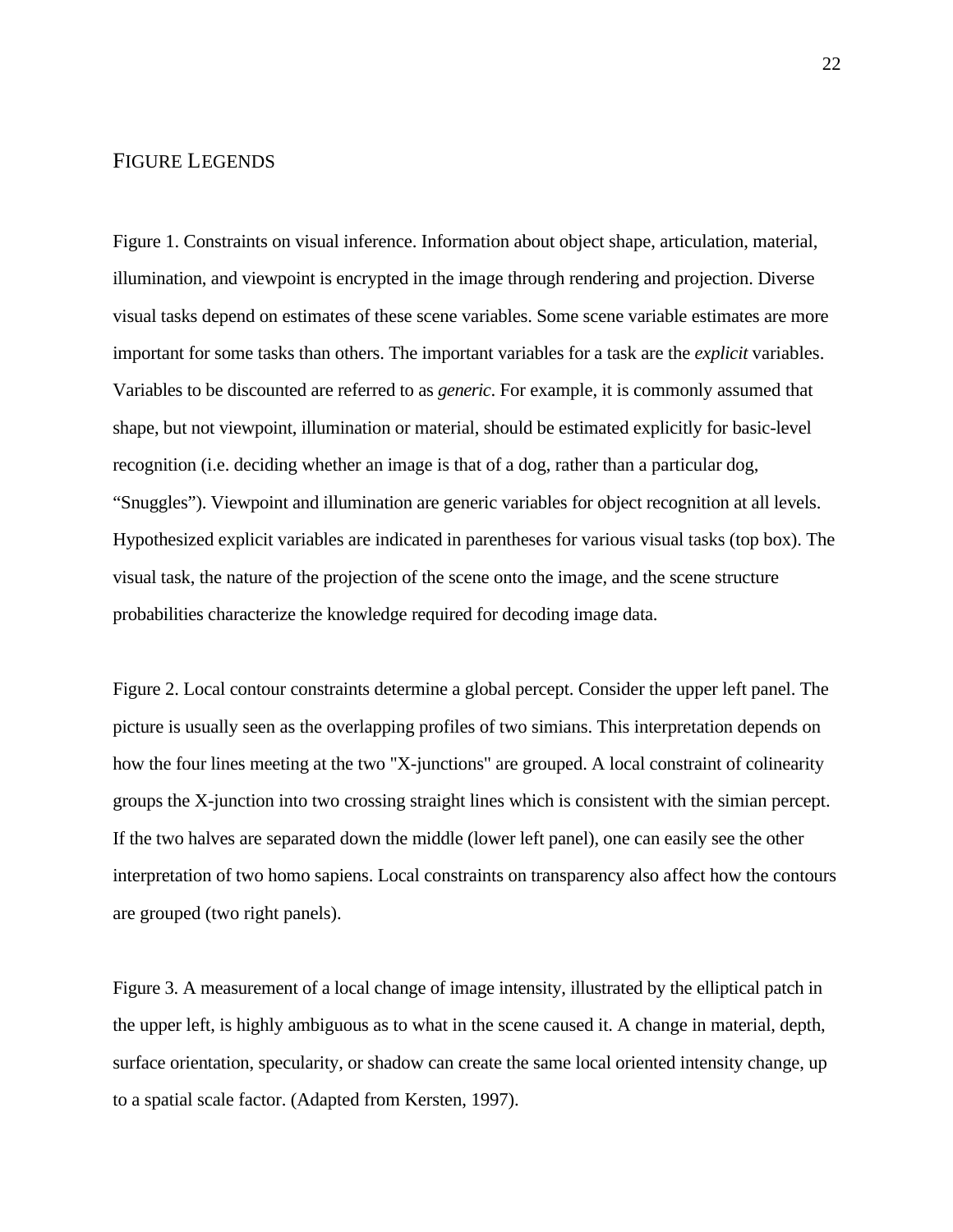## FIGURE LEGENDS

Figure 1. Constraints on visual inference. Information about object shape, articulation, material, illumination, and viewpoint is encrypted in the image through rendering and projection. Diverse visual tasks depend on estimates of these scene variables. Some scene variable estimates are more important for some tasks than others. The important variables for a task are the *explicit* variables. Variables to be discounted are referred to as *generic*. For example, it is commonly assumed that shape, but not viewpoint, illumination or material, should be estimated explicitly for basic-level recognition (i.e. deciding whether an image is that of a dog, rather than a particular dog, “Snuggles”). Viewpoint and illumination are generic variables for object recognition at all levels. Hypothesized explicit variables are indicated in parentheses for various visual tasks (top box). The visual task, the nature of the projection of the scene onto the image, and the scene structure probabilities characterize the knowledge required for decoding image data.

Figure 2. Local contour constraints determine a global percept. Consider the upper left panel. The picture is usually seen as the overlapping profiles of two simians. This interpretation depends on how the four lines meeting at the two "X-junctions" are grouped. A local constraint of colinearity groups the X-junction into two crossing straight lines which is consistent with the simian percept. If the two halves are separated down the middle (lower left panel), one can easily see the other interpretation of two homo sapiens. Local constraints on transparency also affect how the contours are grouped (two right panels).

Figure 3. A measurement of a local change of image intensity, illustrated by the elliptical patch in the upper left, is highly ambiguous as to what in the scene caused it. A change in material, depth, surface orientation, specularity, or shadow can create the same local oriented intensity change, up to a spatial scale factor. (Adapted from Kersten, 1997).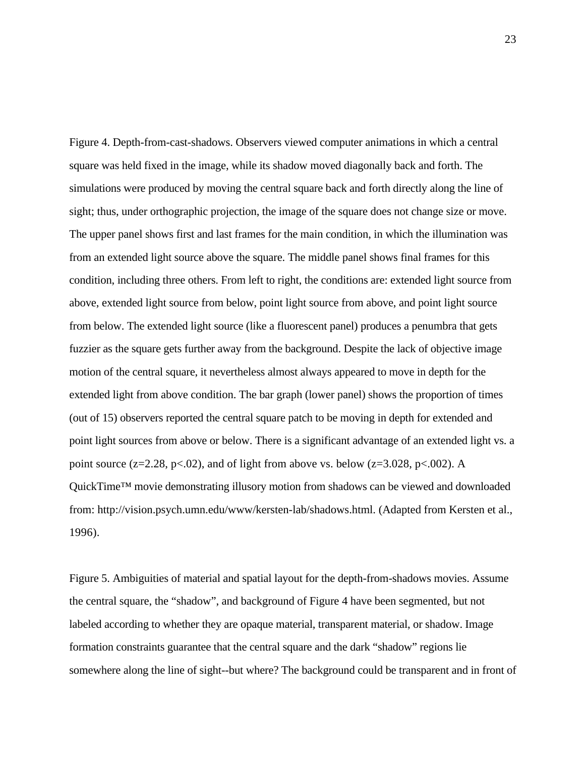Figure 4. Depth-from-cast-shadows. Observers viewed computer animations in which a central square was held fixed in the image, while its shadow moved diagonally back and forth. The simulations were produced by moving the central square back and forth directly along the line of sight; thus, under orthographic projection, the image of the square does not change size or move. The upper panel shows first and last frames for the main condition, in which the illumination was from an extended light source above the square. The middle panel shows final frames for this condition, including three others. From left to right, the conditions are: extended light source from above, extended light source from below, point light source from above, and point light source from below. The extended light source (like a fluorescent panel) produces a penumbra that gets fuzzier as the square gets further away from the background. Despite the lack of objective image motion of the central square, it nevertheless almost always appeared to move in depth for the extended light from above condition. The bar graph (lower panel) shows the proportion of times (out of 15) observers reported the central square patch to be moving in depth for extended and point light sources from above or below. There is a significant advantage of an extended light vs. a point source ($z=2.28$, $p<.02$), and of light from above vs. below ($z=3.028$, $p<.002$). A QuickTime™ movie demonstrating illusory motion from shadows can be viewed and downloaded from: http://vision.psych.umn.edu/www/kersten-lab/shadows.html. (Adapted from Kersten et al., 1996).

Figure 5. Ambiguities of material and spatial layout for the depth-from-shadows movies. Assume the central square, the "shadow", and background of Figure 4 have been segmented, but not labeled according to whether they are opaque material, transparent material, or shadow. Image formation constraints guarantee that the central square and the dark "shadow" regions lie somewhere along the line of sight--but where? The background could be transparent and in front of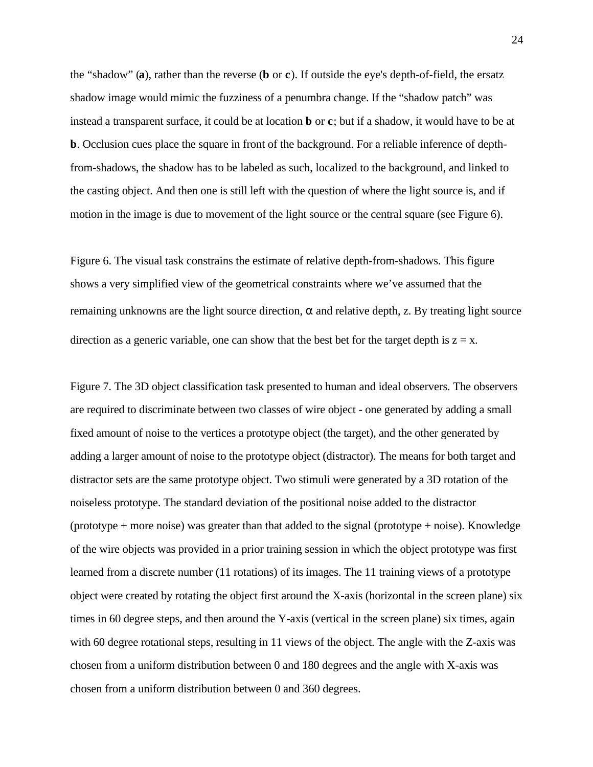the “shadow” (**a**), rather than the reverse (**b** or **c**). If outside the eye's depth-of-field, the ersatz shadow image would mimic the fuzziness of a penumbra change. If the “shadow patch” was instead a transparent surface, it could be at location **b** or **c**; but if a shadow, it would have to be at **b**. Occlusion cues place the square in front of the background. For a reliable inference of depth-from-shadows, the shadow has to be labeled as such, localized to the background, and linked to the casting object. And then one is still left with the question of where the light source is, and if motion in the image is due to movement of the light source or the central square (see Figure 6).

Figure 6. The visual task constrains the estimate of relative depth-from-shadows. This figure shows a very simplified view of the geometrical constraints where we’ve assumed that the remaining unknowns are the light source direction, $\alpha$ and relative depth, z. By treating light source direction as a generic variable, one can show that the best bet for the target depth is $z = x$.

Figure 7. The 3D object classification task presented to human and ideal observers. The observers are required to discriminate between two classes of wire object - one generated by adding a small fixed amount of noise to the vertices a prototype object (the target), and the other generated by adding a larger amount of noise to the prototype object (distractor). The means for both target and distractor sets are the same prototype object. Two stimuli were generated by a 3D rotation of the noiseless prototype. The standard deviation of the positional noise added to the distractor (prototype + more noise) was greater than that added to the signal (prototype + noise). Knowledge of the wire objects was provided in a prior training session in which the object prototype was first learned from a discrete number (11 rotations) of its images. The 11 training views of a prototype object were created by rotating the object first around the X-axis (horizontal in the screen plane) six times in 60 degree steps, and then around the Y-axis (vertical in the screen plane) six times, again with 60 degree rotational steps, resulting in 11 views of the object. The angle with the Z-axis was chosen from a uniform distribution between 0 and 180 degrees and the angle with X-axis was chosen from a uniform distribution between 0 and 360 degrees.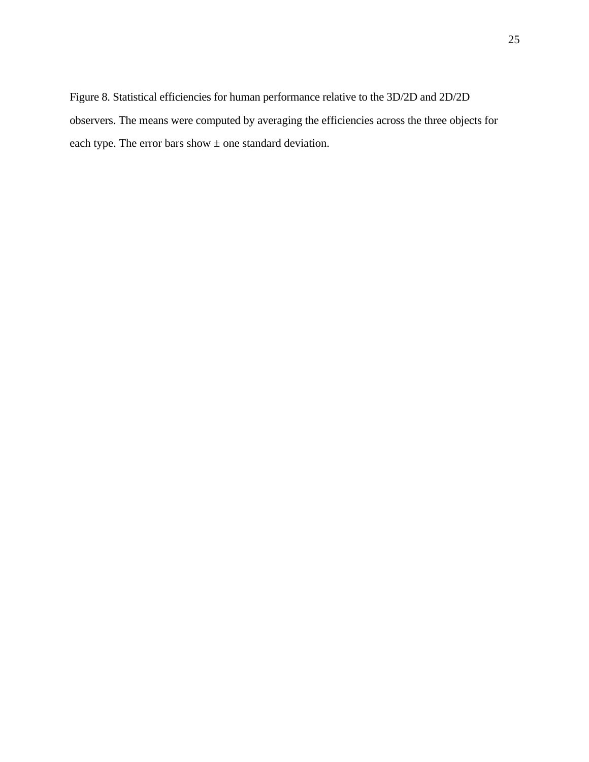Figure 8. Statistical efficiencies for human performance relative to the 3D/2D and 2D/2D observers. The means were computed by averaging the efficiencies across the three objects for each type. The error bars show ± one standard deviation.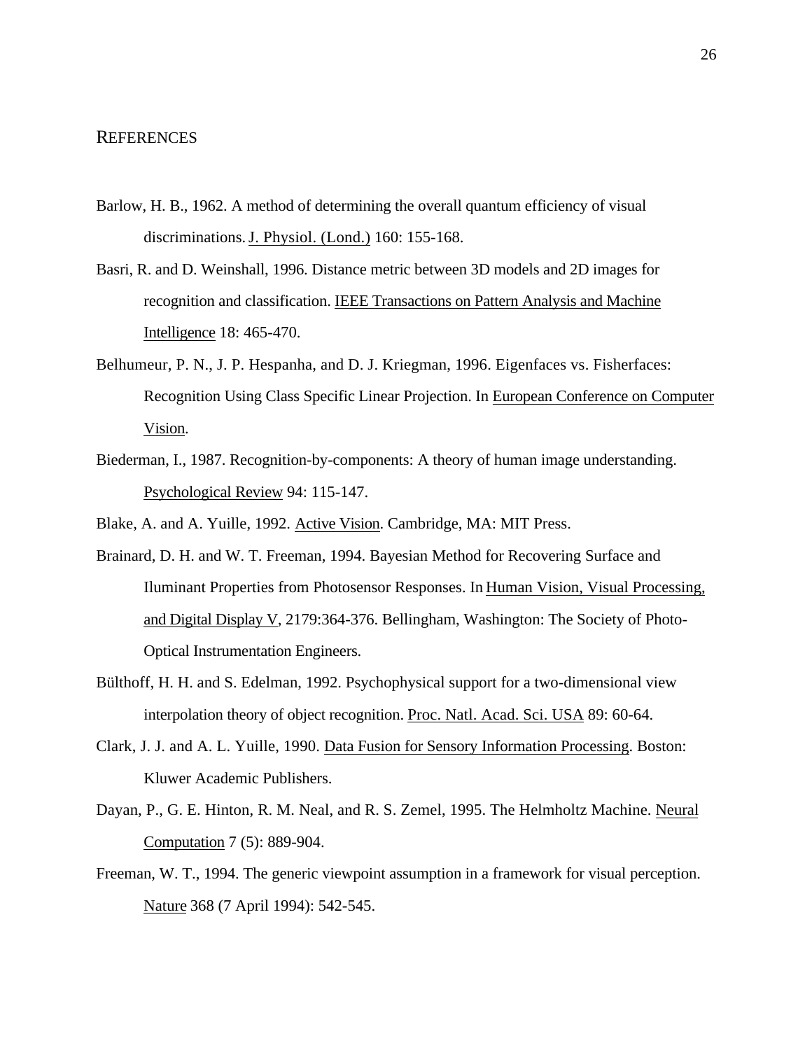## REFERENCES

Barlow, H. B., 1962. A method of determining the overall quantum efficiency of visual discriminations. J. Physiol. (Lond.) 160: 155-168.

Basri, R. and D. Weinshall, 1996. Distance metric between 3D models and 2D images for recognition and classification. IEEE Transactions on Pattern Analysis and Machine Intelligence 18: 465-470.

Belhumeur, P. N., J. P. Hespanha, and D. J. Kriegman, 1996. Eigenfaces vs. Fisherfaces: Recognition Using Class Specific Linear Projection. In European Conference on Computer Vision.

Biederman, I., 1987. Recognition-by-components: A theory of human image understanding. Psychological Review 94: 115-147.

Blake, A. and A. Yuille, 1992. Active Vision. Cambridge, MA: MIT Press.

Brainard, D. H. and W. T. Freeman, 1994. Bayesian Method for Recovering Surface and Iluminant Properties from Photosensor Responses. In Human Vision, Visual Processing, and Digital Display V, 2179:364-376. Bellingham, Washington: The Society of Photo-Optical Instrumentation Engineers.

Bülthoff, H. H. and S. Edelman, 1992. Psychophysical support for a two-dimensional view interpolation theory of object recognition. Proc. Natl. Acad. Sci. USA 89: 60-64.

Clark, J. J. and A. L. Yuille, 1990. Data Fusion for Sensory Information Processing. Boston: Kluwer Academic Publishers.

Dayan, P., G. E. Hinton, R. M. Neal, and R. S. Zemel, 1995. The Helmholtz Machine. Neural Computation 7 (5): 889-904.

Freeman, W. T., 1994. The generic viewpoint assumption in a framework for visual perception. Nature 368 (7 April 1994): 542-545.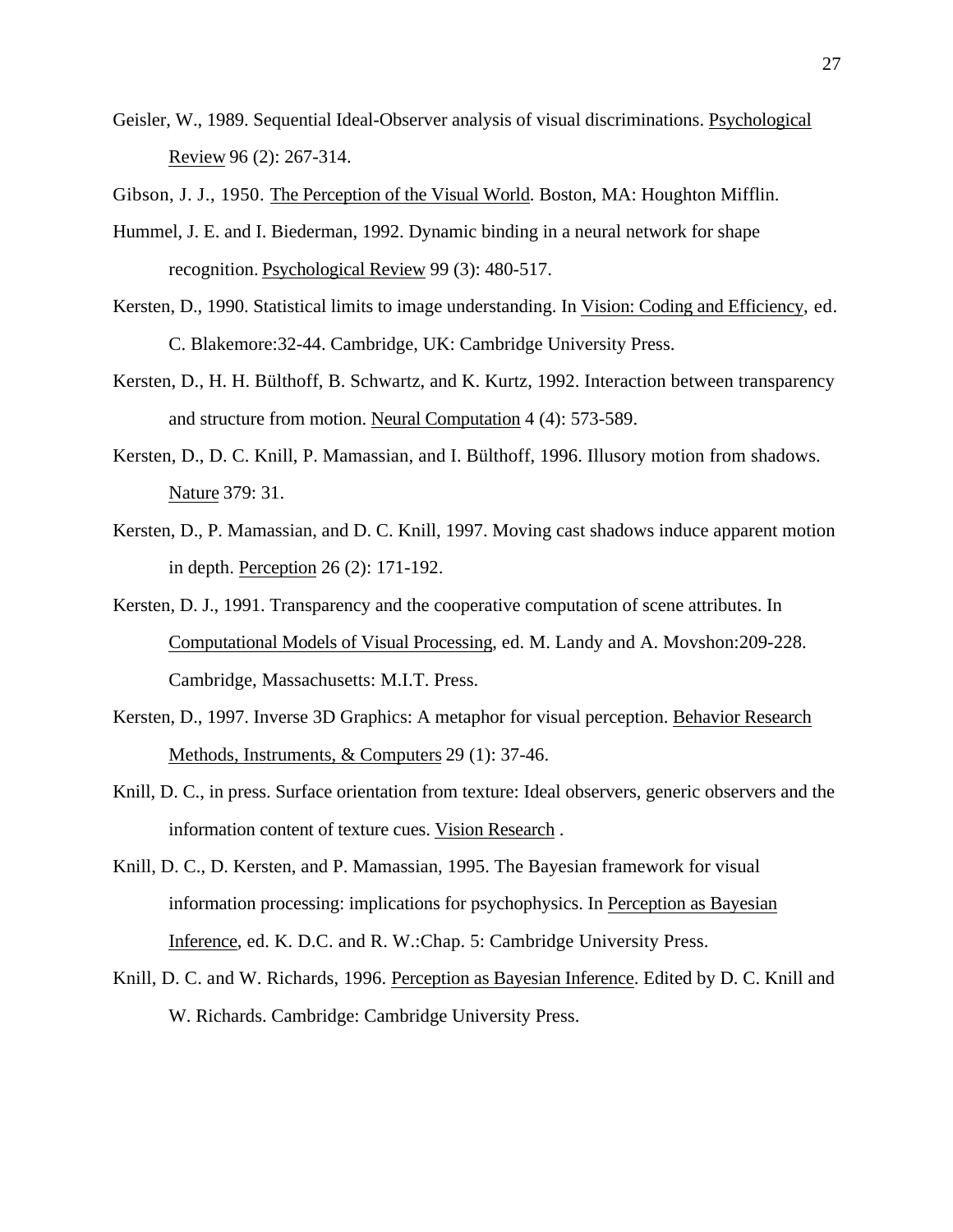Geisler, W., 1989. Sequential Ideal-Observer analysis of visual discriminations. Psychological Review 96 (2): 267-314.

Gibson, J. J., 1950. The Perception of the Visual World. Boston, MA: Houghton Mifflin.

Hummel, J. E. and I. Biederman, 1992. Dynamic binding in a neural network for shape recognition. Psychological Review 99 (3): 480-517.

Kersten, D., 1990. Statistical limits to image understanding. In Vision: Coding and Efficiency, ed. C. Blakemore:32-44. Cambridge, UK: Cambridge University Press.

Kersten, D., H. H. Bülthoff, B. Schwartz, and K. Kurtz, 1992. Interaction between transparency and structure from motion. Neural Computation 4 (4): 573-589.

Kersten, D., D. C. Knill, P. Mamassian, and I. Bülthoff, 1996. Illusory motion from shadows. Nature 379: 31.

Kersten, D., P. Mamassian, and D. C. Knill, 1997. Moving cast shadows induce apparent motion in depth. Perception 26 (2): 171-192.

Kersten, D. J., 1991. Transparency and the cooperative computation of scene attributes. In Computational Models of Visual Processing, ed. M. Landy and A. Movshon:209-228. Cambridge, Massachusetts: M.I.T. Press.

Kersten, D., 1997. Inverse 3D Graphics: A metaphor for visual perception. Behavior Research Methods, Instruments, & Computers 29 (1): 37-46.

Knill, D. C., in press. Surface orientation from texture: Ideal observers, generic observers and the information content of texture cues. Vision Research .

Knill, D. C., D. Kersten, and P. Mamassian, 1995. The Bayesian framework for visual information processing: implications for psychophysics. In Perception as Bayesian Inference, ed. K. D.C. and R. W.:Chap. 5: Cambridge University Press.

Knill, D. C. and W. Richards, 1996. Perception as Bayesian Inference. Edited by D. C. Knill and W. Richards. Cambridge: Cambridge University Press.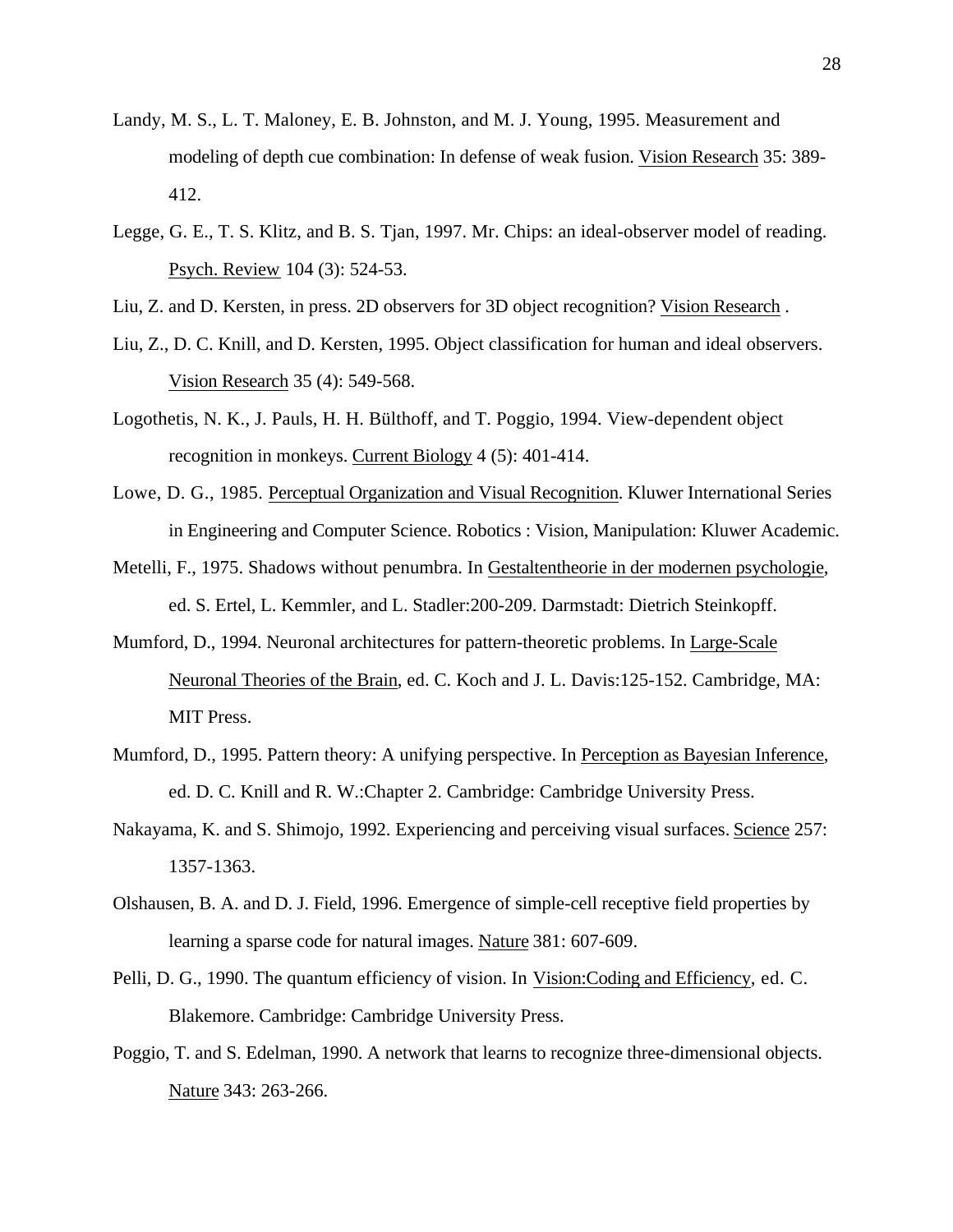Landy, M. S., L. T. Maloney, E. B. Johnston, and M. J. Young, 1995. Measurement and modeling of depth cue combination: In defense of weak fusion. Vision Research 35: 389-412.

Legge, G. E., T. S. Klitz, and B. S. Tjan, 1997. Mr. Chips: an ideal-observer model of reading. Psych. Review 104 (3): 524-53.

Liu, Z. and D. Kersten, in press. 2D observers for 3D object recognition? Vision Research .

Liu, Z., D. C. Knill, and D. Kersten, 1995. Object classification for human and ideal observers. Vision Research 35 (4): 549-568.

Logothetis, N. K., J. Pauls, H. H. Bülthoff, and T. Poggio, 1994. View-dependent object recognition in monkeys. Current Biology 4 (5): 401-414.

Lowe, D. G., 1985. Perceptual Organization and Visual Recognition. Kluwer International Series in Engineering and Computer Science. Robotics : Vision, Manipulation: Kluwer Academic.

Metelli, F., 1975. Shadows without penumbra. In Gestaltentheorie in der modernen psychologie, ed. S. Ertel, L. Kemmler, and L. Stadler:200-209. Darmstadt: Dietrich Steinkopff.

Mumford, D., 1994. Neuronal architectures for pattern-theoretic problems. In Large-Scale Neuronal Theories of the Brain, ed. C. Koch and J. L. Davis:125-152. Cambridge, MA: MIT Press.

Mumford, D., 1995. Pattern theory: A unifying perspective. In Perception as Bayesian Inference, ed. D. C. Knill and R. W.:Chapter 2. Cambridge: Cambridge University Press.

Nakayama, K. and S. Shimojo, 1992. Experiencing and perceiving visual surfaces. Science 257: 1357-1363.

Olshausen, B. A. and D. J. Field, 1996. Emergence of simple-cell receptive field properties by learning a sparse code for natural images. Nature 381: 607-609.

Pelli, D. G., 1990. The quantum efficiency of vision. In Vision:Coding and Efficiency, ed. C. Blakemore. Cambridge: Cambridge University Press.

Poggio, T. and S. Edelman, 1990. A network that learns to recognize three-dimensional objects. Nature 343: 263-266.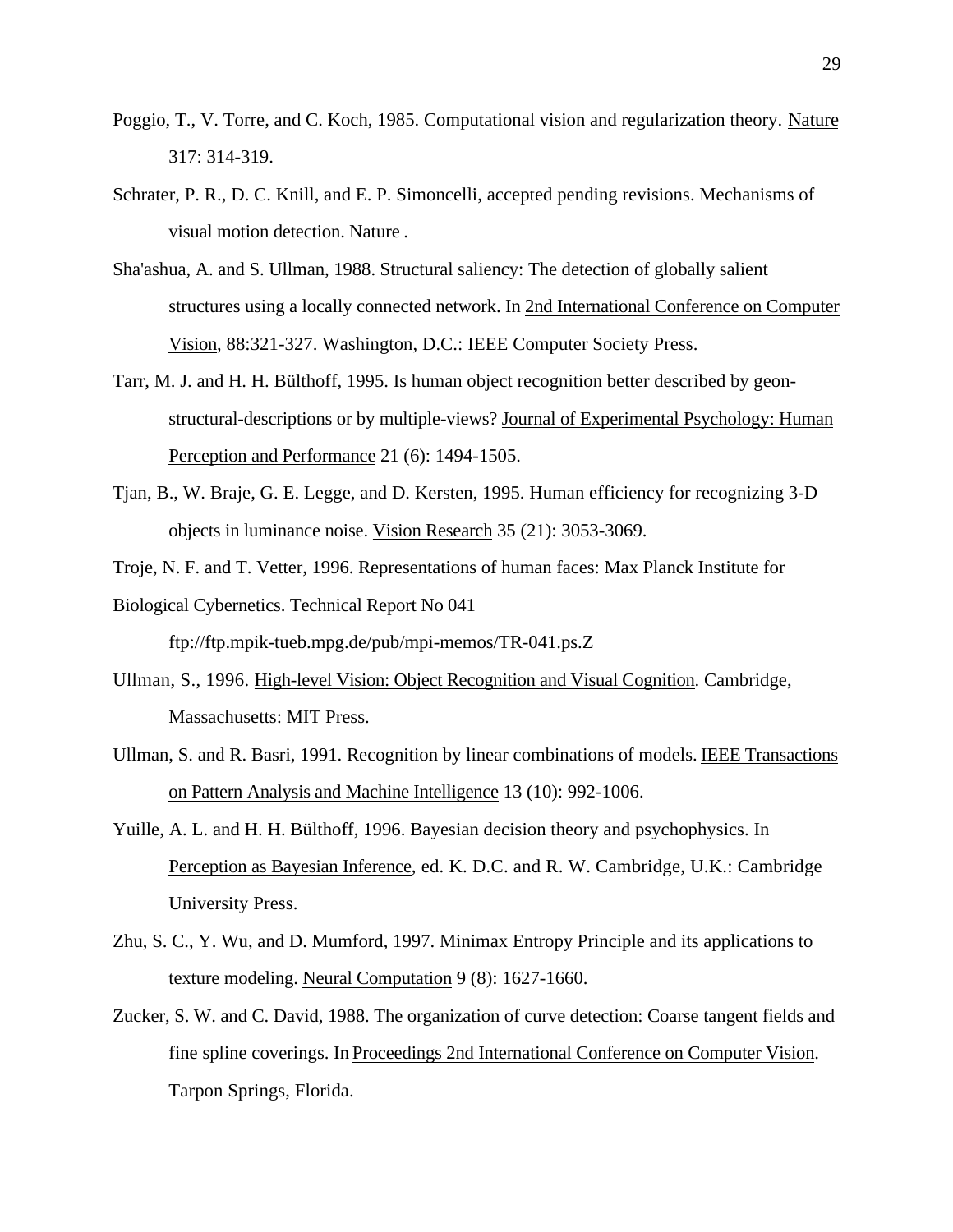Poggio, T., V. Torre, and C. Koch, 1985. Computational vision and regularization theory. Nature 317: 314-319.

Schrater, P. R., D. C. Knill, and E. P. Simoncelli, accepted pending revisions. Mechanisms of visual motion detection. Nature .

Sha'ashua, A. and S. Ullman, 1988. Structural saliency: The detection of globally salient structures using a locally connected network. In 2nd International Conference on Computer Vision, 88:321-327. Washington, D.C.: IEEE Computer Society Press.

Tarr, M. J. and H. H. Bülthoff, 1995. Is human object recognition better described by geon-structural-descriptions or by multiple-views? Journal of Experimental Psychology: Human Perception and Performance 21 (6): 1494-1505.

Tjan, B., W. Braje, G. E. Legge, and D. Kersten, 1995. Human efficiency for recognizing 3-D objects in luminance noise. Vision Research 35 (21): 3053-3069.

Troje, N. F. and T. Vetter, 1996. Representations of human faces: Max Planck Institute for Biological Cybernetics. Technical Report No 041 ftp://ftp.mpik-tueb.mpg.de/pub/mpi-memos/TR-041.ps.Z

Ullman, S., 1996. High-level Vision: Object Recognition and Visual Cognition. Cambridge, Massachusetts: MIT Press.

Ullman, S. and R. Basri, 1991. Recognition by linear combinations of models. IEEE Transactions on Pattern Analysis and Machine Intelligence 13 (10): 992-1006.

Yuille, A. L. and H. H. Bülthoff, 1996. Bayesian decision theory and psychophysics. In Perception as Bayesian Inference, ed. K. D.C. and R. W. Cambridge, U.K.: Cambridge University Press.

Zhu, S. C., Y. Wu, and D. Mumford, 1997. Minimax Entropy Principle and its applications to texture modeling. Neural Computation 9 (8): 1627-1660.

Zucker, S. W. and C. David, 1988. The organization of curve detection: Coarse tangent fields and fine spline coverings. In Proceedings 2nd International Conference on Computer Vision. Tarpon Springs, Florida.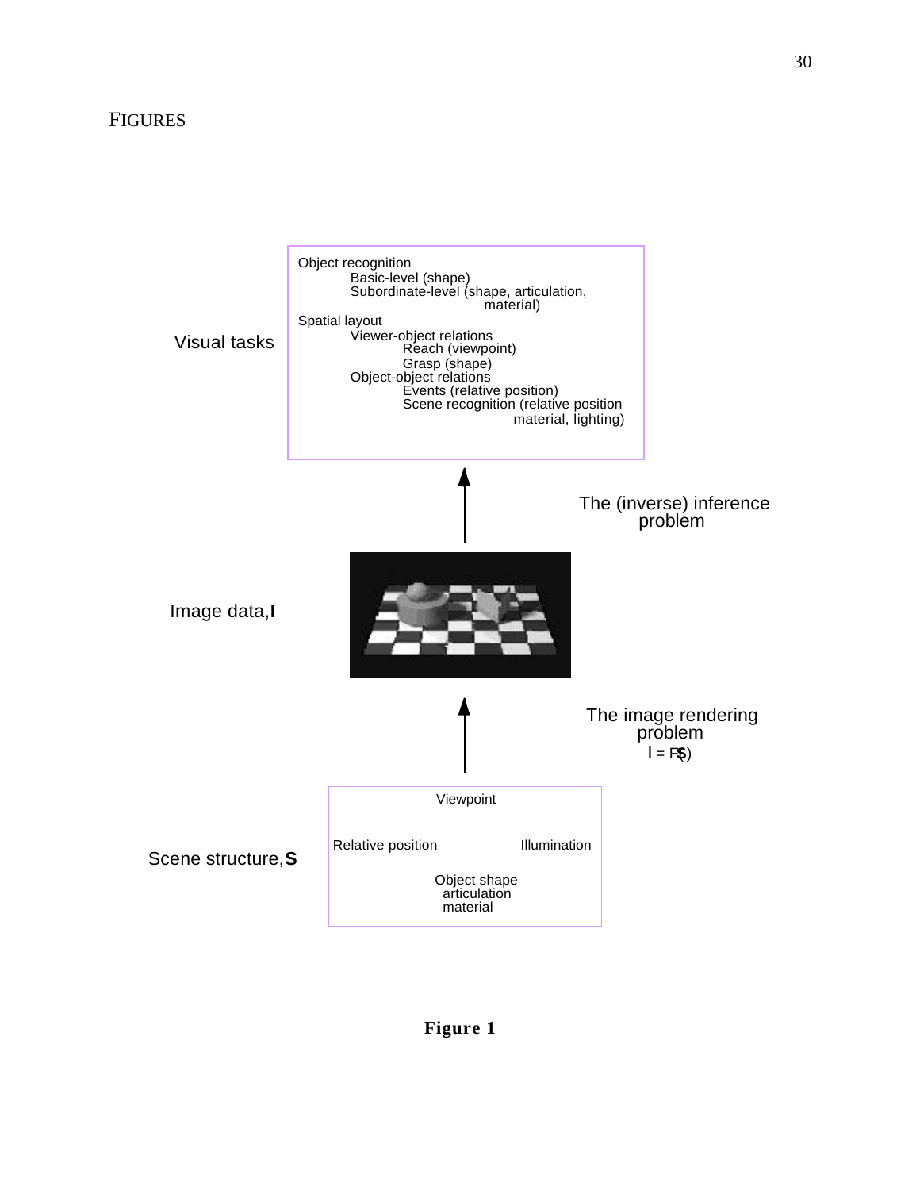FIGURES

Visual tasks

Object recognition
- Basic-level (shape)
- Subordinate-level (shape, articulation, material)

Spatial layout
- Viewer-object relations
  - Reach (viewpoint)
  - Grasp (shape)
- Object-object relations
  - Events (relative position)
  - Scene recognition (relative position material, lighting)

The (inverse) inference problem

Image data, **I**

The image rendering problem

$I = F(S)$

Scene structure, **S**

Viewpoint

Relative position

Illumination

Object shape articulation material

**Figure 1**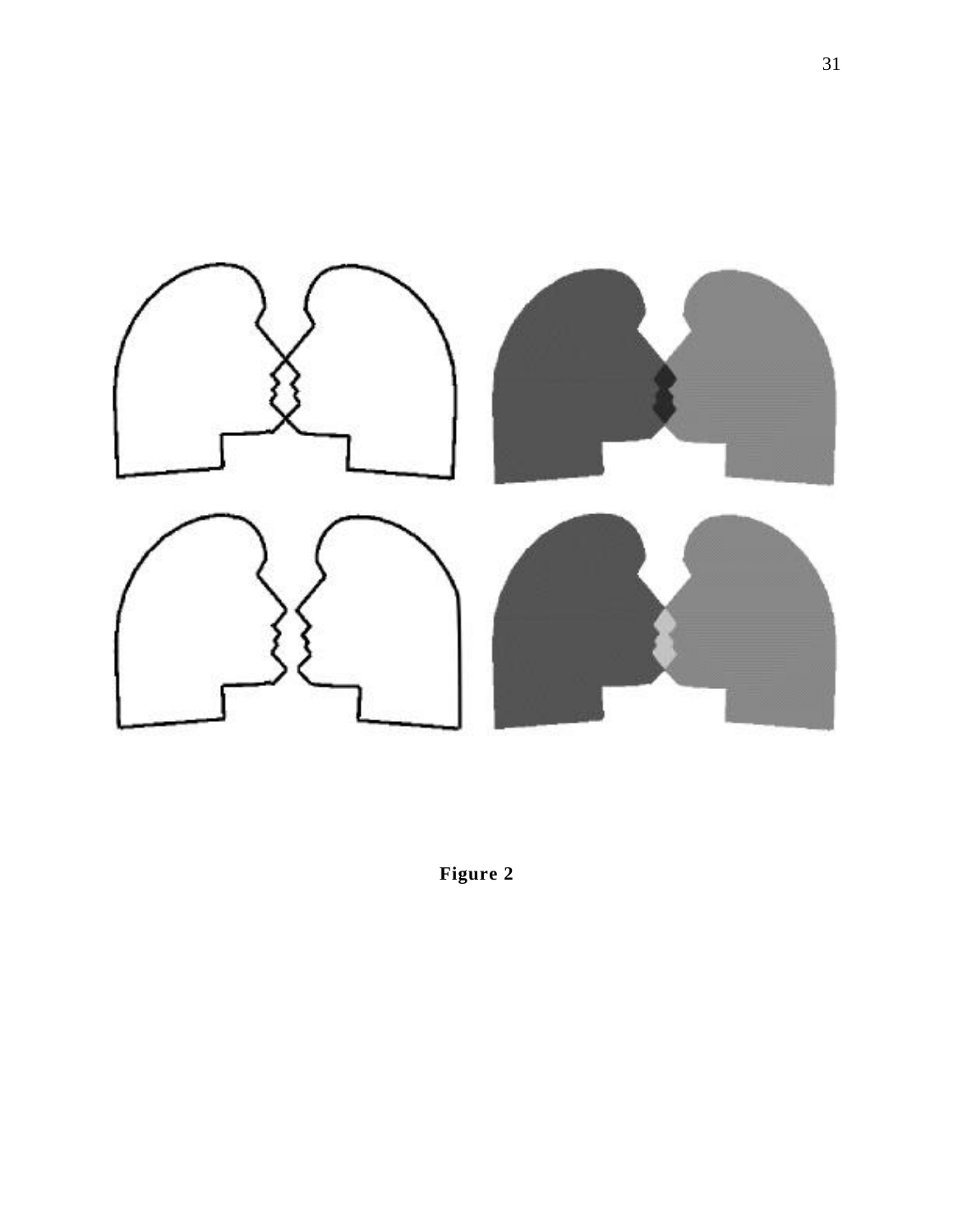**Figure 2**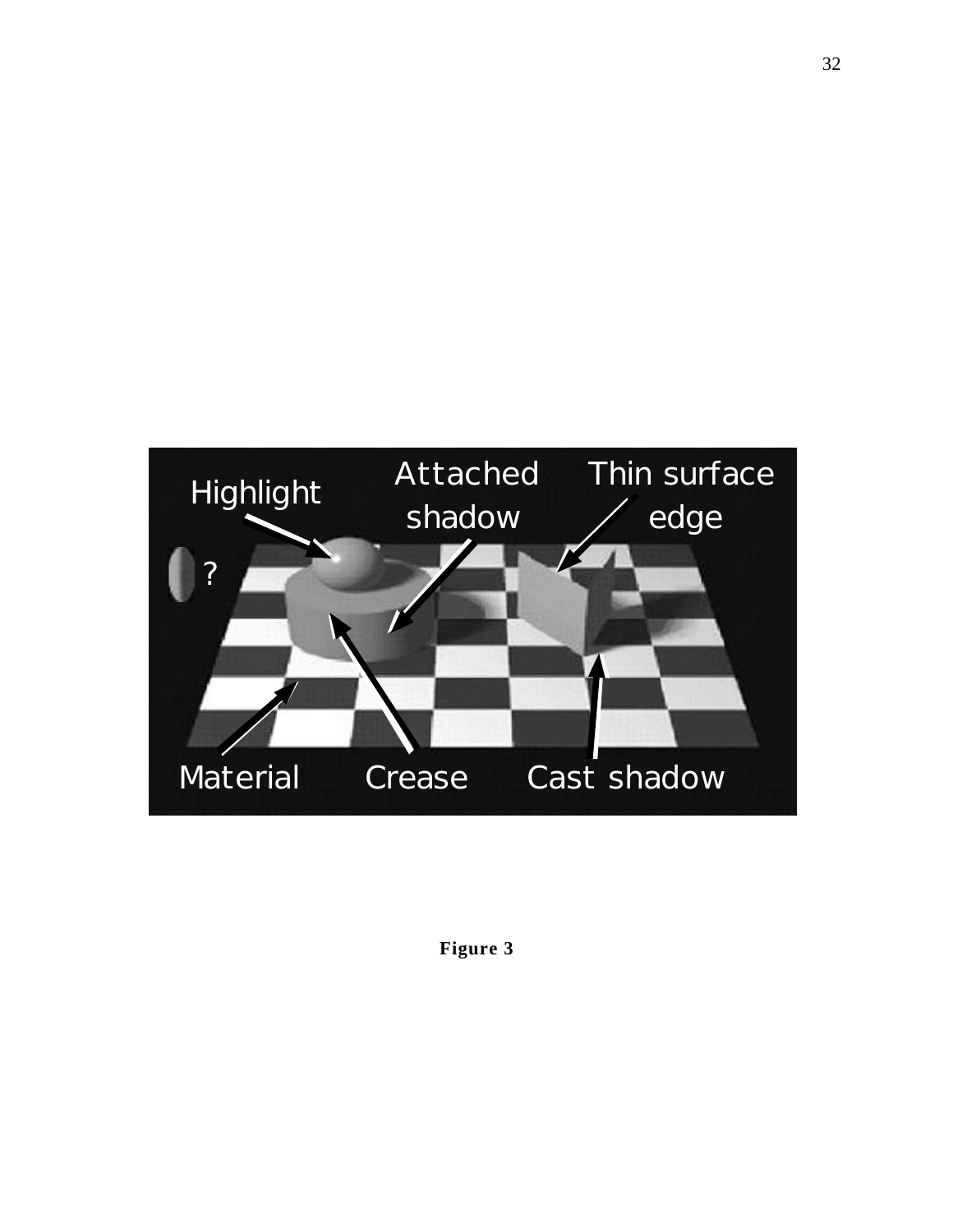**Figure 3**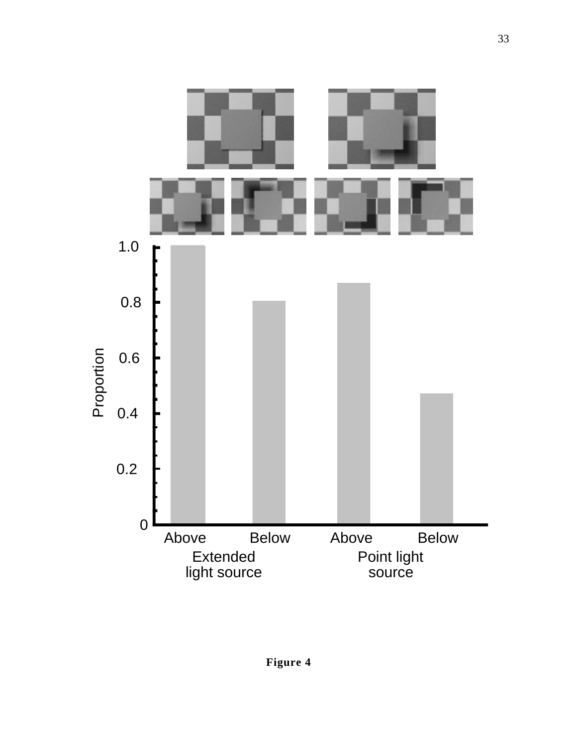Figure 4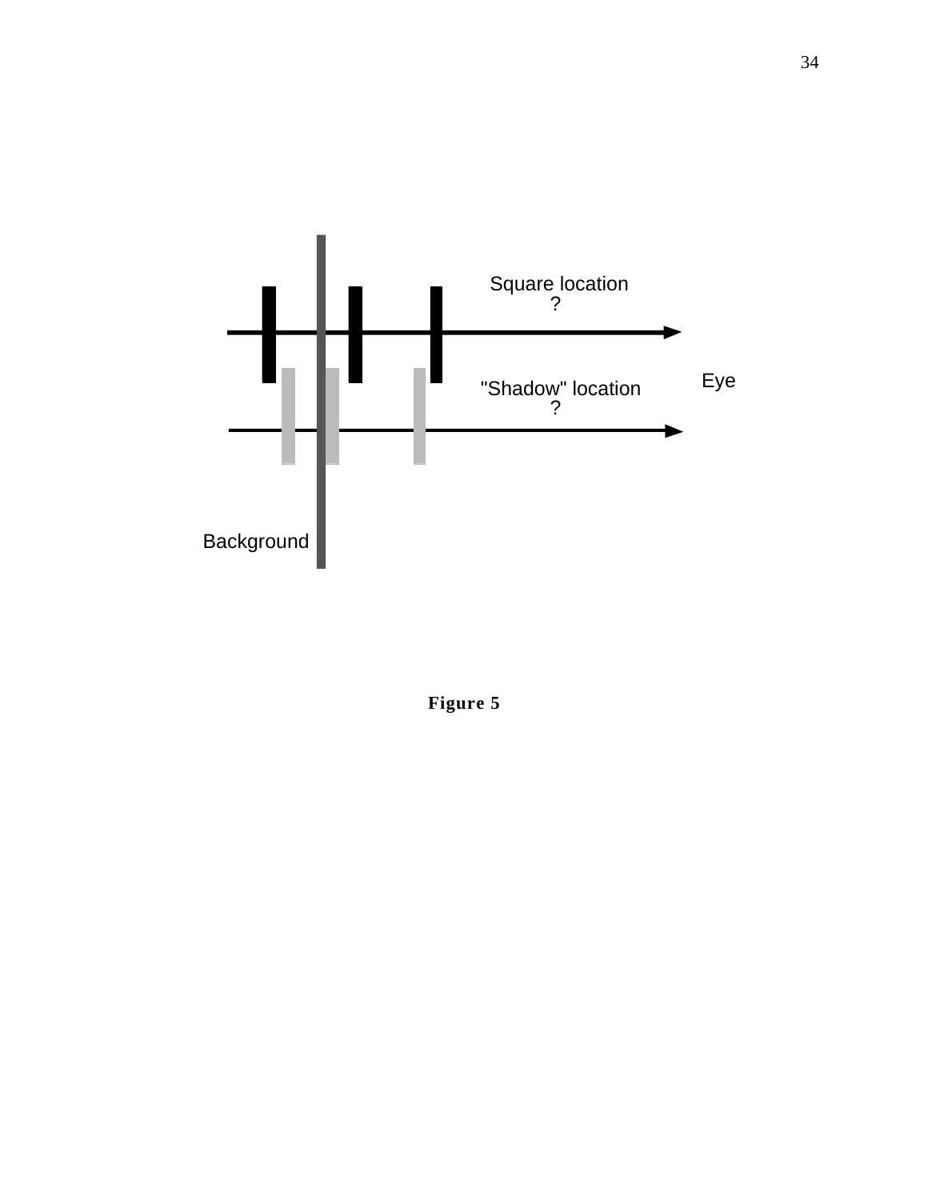Square location
?

"Shadow" location
?

Eye

Background

**Figure 5**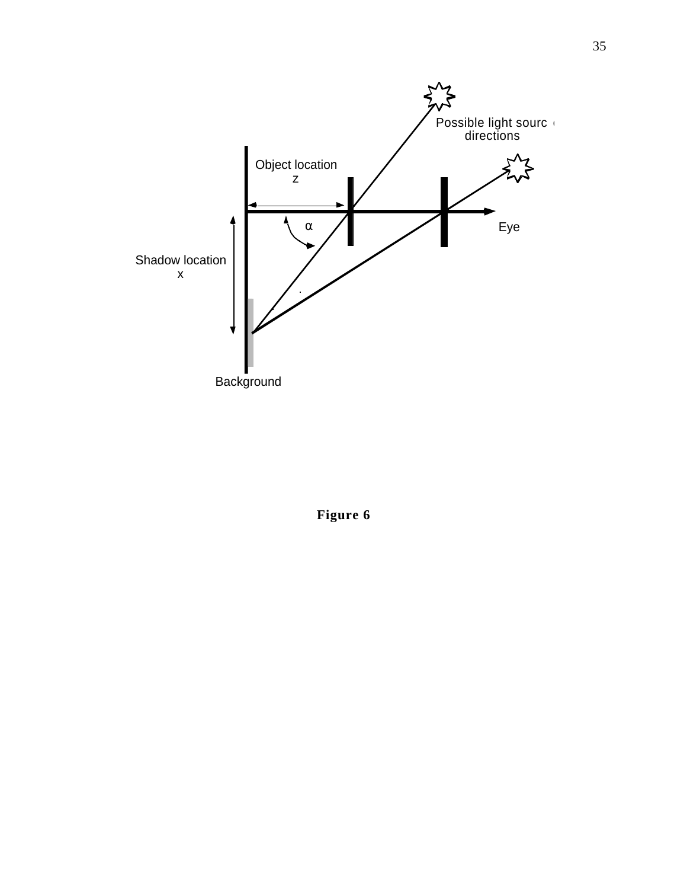Possible light source directions

Object location
z

α

Eye

Shadow location
x

Background

**Figure 6**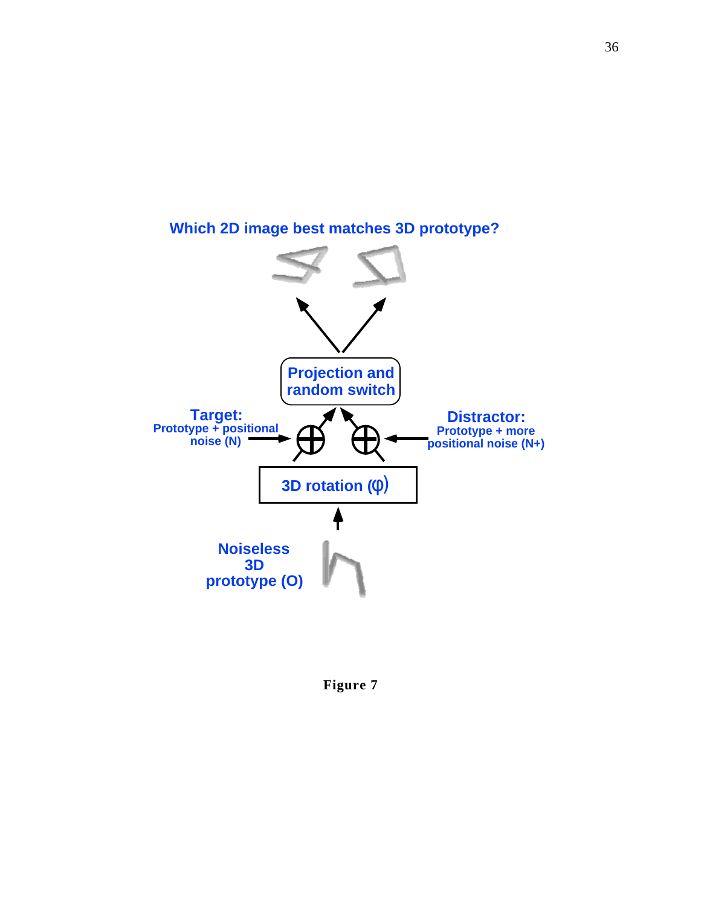Which 2D image best matches 3D prototype?

Projection and random switch

Target: Prototype + positional noise (N)

Distractor: Prototype + more positional noise (N+)

3D rotation (φ)

Noiseless 3D prototype (O)

**Figure 7**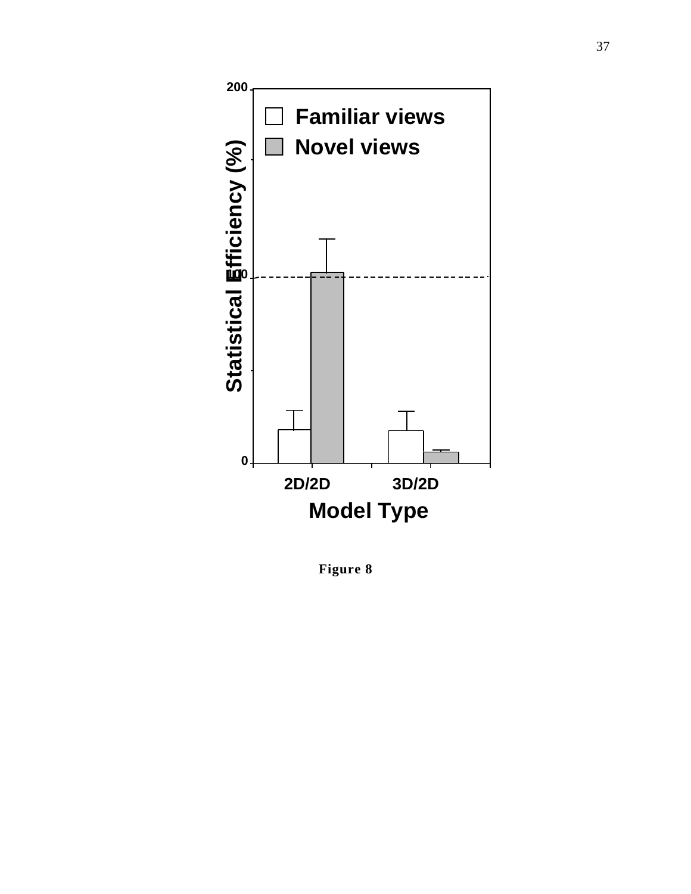200

Familiar views

Novel views

Statistical Efficiency (%)

100

0

2D/2D

3D/2D

Model Type

**Figure 8**